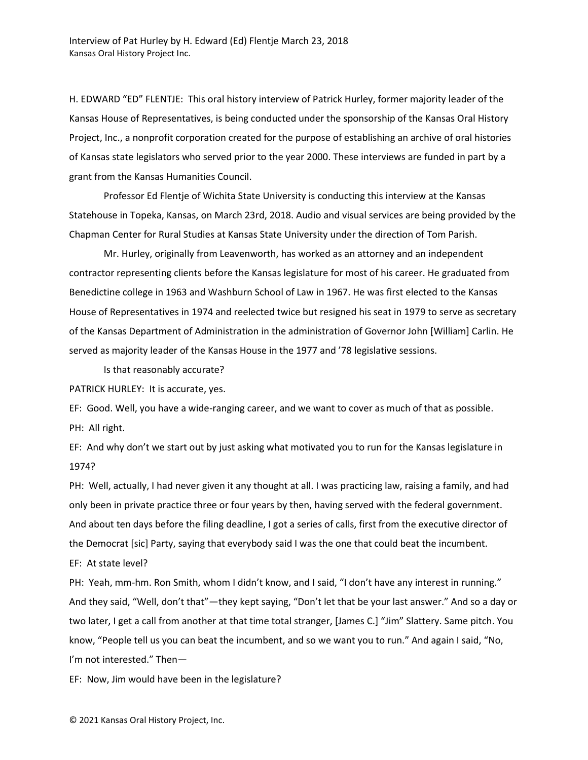H. EDWARD "ED" FLENTJE: This oral history interview of Patrick Hurley, former majority leader of the Kansas House of Representatives, is being conducted under the sponsorship of the Kansas Oral History Project, Inc., a nonprofit corporation created for the purpose of establishing an archive of oral histories of Kansas state legislators who served prior to the year 2000. These interviews are funded in part by a grant from the Kansas Humanities Council.

Professor Ed Flentje of Wichita State University is conducting this interview at the Kansas Statehouse in Topeka, Kansas, on March 23rd, 2018. Audio and visual services are being provided by the Chapman Center for Rural Studies at Kansas State University under the direction of Tom Parish.

Mr. Hurley, originally from Leavenworth, has worked as an attorney and an independent contractor representing clients before the Kansas legislature for most of his career. He graduated from Benedictine college in 1963 and Washburn School of Law in 1967. He was first elected to the Kansas House of Representatives in 1974 and reelected twice but resigned his seat in 1979 to serve as secretary of the Kansas Department of Administration in the administration of Governor John [William] Carlin. He served as majority leader of the Kansas House in the 1977 and '78 legislative sessions.

Is that reasonably accurate?

PATRICK HURLEY: It is accurate, yes.

EF: Good. Well, you have a wide-ranging career, and we want to cover as much of that as possible.

PH: All right.

EF: And why don't we start out by just asking what motivated you to run for the Kansas legislature in 1974?

PH: Well, actually, I had never given it any thought at all. I was practicing law, raising a family, and had only been in private practice three or four years by then, having served with the federal government. And about ten days before the filing deadline, I got a series of calls, first from the executive director of the Democrat [sic] Party, saying that everybody said I was the one that could beat the incumbent.

EF: At state level?

PH: Yeah, mm-hm. Ron Smith, whom I didn't know, and I said, "I don't have any interest in running." And they said, "Well, don't that"—they kept saying, "Don't let that be your last answer." And so a day or two later, I get a call from another at that time total stranger, [James C.] "Jim" Slattery. Same pitch. You know, "People tell us you can beat the incumbent, and so we want you to run." And again I said, "No, I'm not interested." Then—

EF: Now, Jim would have been in the legislature?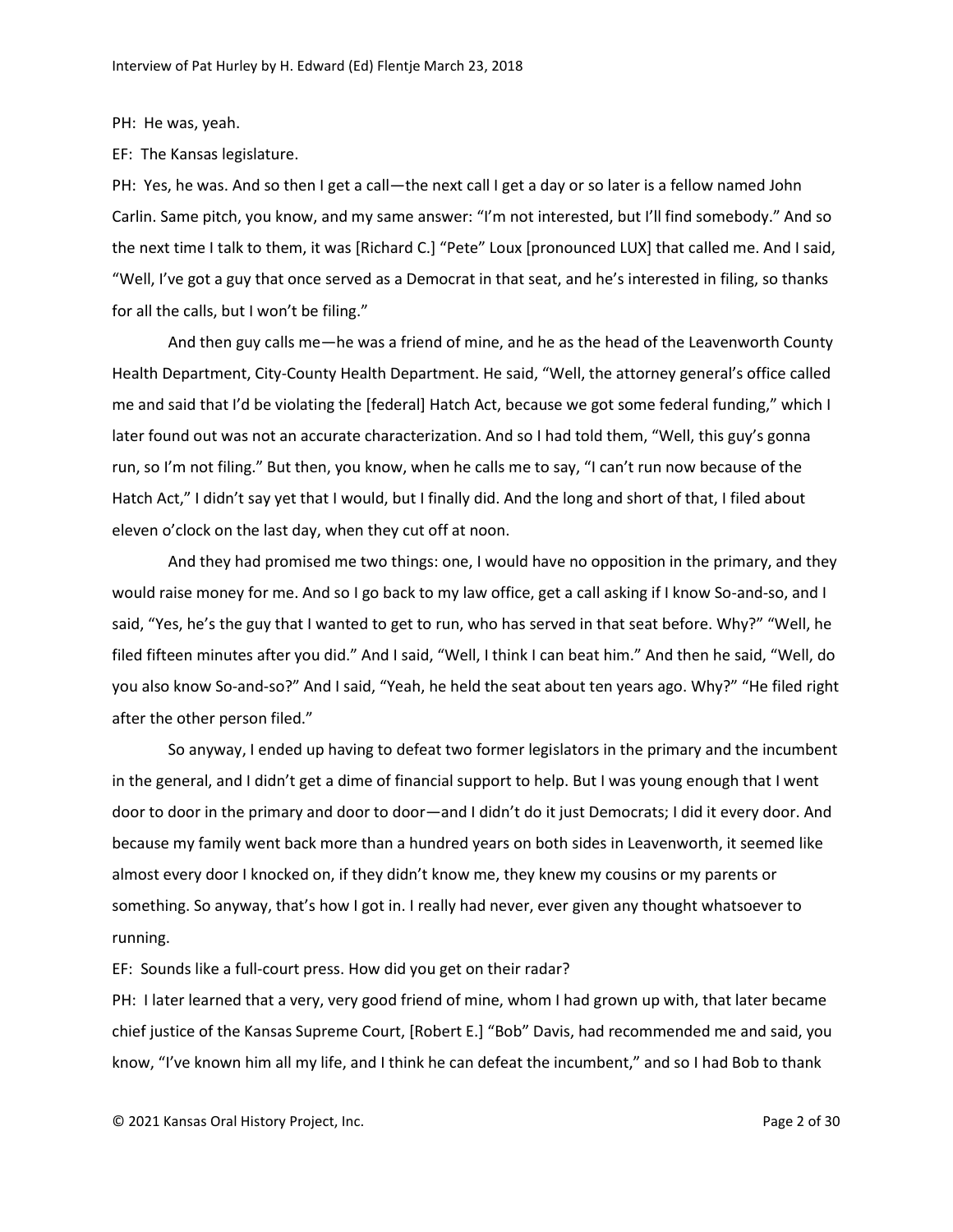PH: He was, yeah.

EF: The Kansas legislature.

PH: Yes, he was. And so then I get a call—the next call I get a day or so later is a fellow named John Carlin. Same pitch, you know, and my same answer: "I'm not interested, but I'll find somebody." And so the next time I talk to them, it was [Richard C.] "Pete" Loux [pronounced LUX] that called me. And I said, "Well, I've got a guy that once served as a Democrat in that seat, and he's interested in filing, so thanks for all the calls, but I won't be filing."

And then guy calls me—he was a friend of mine, and he as the head of the Leavenworth County Health Department, City-County Health Department. He said, "Well, the attorney general's office called me and said that I'd be violating the [federal] Hatch Act, because we got some federal funding," which I later found out was not an accurate characterization. And so I had told them, "Well, this guy's gonna run, so I'm not filing." But then, you know, when he calls me to say, "I can't run now because of the Hatch Act," I didn't say yet that I would, but I finally did. And the long and short of that, I filed about eleven o'clock on the last day, when they cut off at noon.

And they had promised me two things: one, I would have no opposition in the primary, and they would raise money for me. And so I go back to my law office, get a call asking if I know So-and-so, and I said, "Yes, he's the guy that I wanted to get to run, who has served in that seat before. Why?" "Well, he filed fifteen minutes after you did." And I said, "Well, I think I can beat him." And then he said, "Well, do you also know So-and-so?" And I said, "Yeah, he held the seat about ten years ago. Why?" "He filed right after the other person filed."

So anyway, I ended up having to defeat two former legislators in the primary and the incumbent in the general, and I didn't get a dime of financial support to help. But I was young enough that I went door to door in the primary and door to door—and I didn't do it just Democrats; I did it every door. And because my family went back more than a hundred years on both sides in Leavenworth, it seemed like almost every door I knocked on, if they didn't know me, they knew my cousins or my parents or something. So anyway, that's how I got in. I really had never, ever given any thought whatsoever to running.

EF: Sounds like a full-court press. How did you get on their radar?

PH: I later learned that a very, very good friend of mine, whom I had grown up with, that later became chief justice of the Kansas Supreme Court, [Robert E.] "Bob" Davis, had recommended me and said, you know, "I've known him all my life, and I think he can defeat the incumbent," and so I had Bob to thank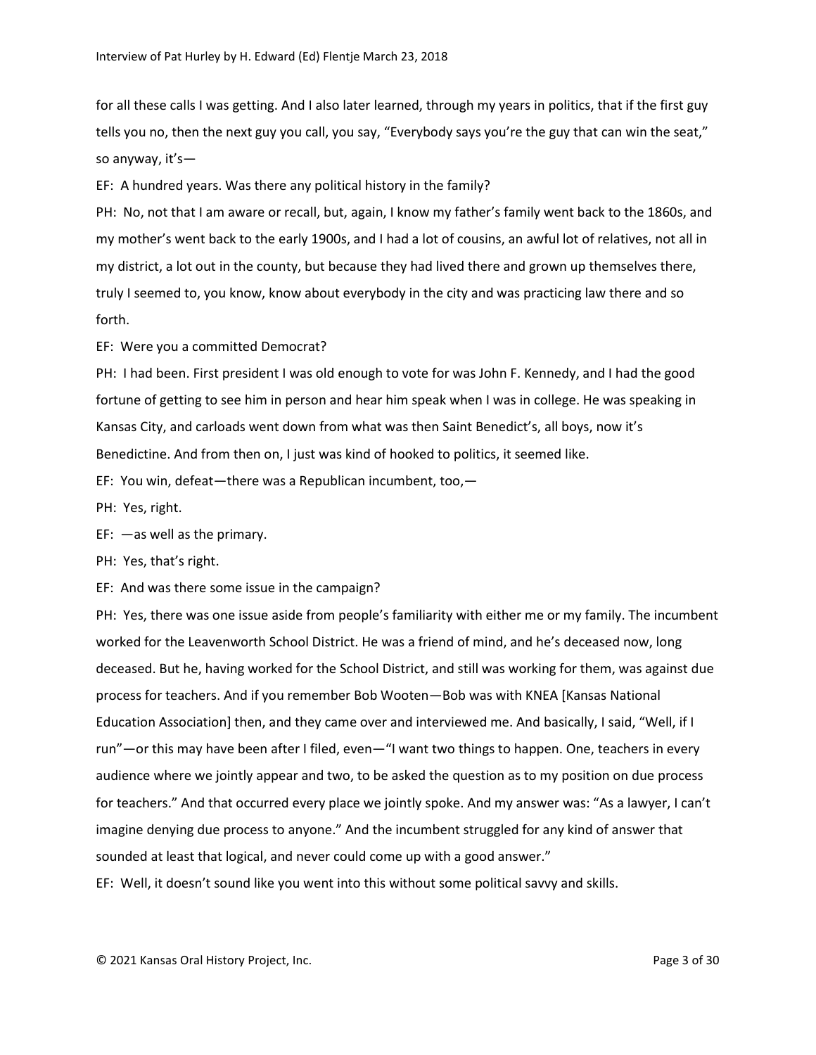for all these calls I was getting. And I also later learned, through my years in politics, that if the first guy tells you no, then the next guy you call, you say, "Everybody says you're the guy that can win the seat," so anyway, it's—

EF: A hundred years. Was there any political history in the family?

PH: No, not that I am aware or recall, but, again, I know my father's family went back to the 1860s, and my mother's went back to the early 1900s, and I had a lot of cousins, an awful lot of relatives, not all in my district, a lot out in the county, but because they had lived there and grown up themselves there, truly I seemed to, you know, know about everybody in the city and was practicing law there and so forth.

EF: Were you a committed Democrat?

PH: I had been. First president I was old enough to vote for was John F. Kennedy, and I had the good fortune of getting to see him in person and hear him speak when I was in college. He was speaking in Kansas City, and carloads went down from what was then Saint Benedict's, all boys, now it's Benedictine. And from then on, I just was kind of hooked to politics, it seemed like.

EF: You win, defeat—there was a Republican incumbent, too,—

PH: Yes, right.

EF: —as well as the primary.

PH: Yes, that's right.

EF: And was there some issue in the campaign?

PH: Yes, there was one issue aside from people's familiarity with either me or my family. The incumbent worked for the Leavenworth School District. He was a friend of mind, and he's deceased now, long deceased. But he, having worked for the School District, and still was working for them, was against due process for teachers. And if you remember Bob Wooten—Bob was with KNEA [Kansas National Education Association] then, and they came over and interviewed me. And basically, I said, "Well, if I run"—or this may have been after I filed, even—"I want two things to happen. One, teachers in every audience where we jointly appear and two, to be asked the question as to my position on due process for teachers." And that occurred every place we jointly spoke. And my answer was: "As a lawyer, I can't imagine denying due process to anyone." And the incumbent struggled for any kind of answer that sounded at least that logical, and never could come up with a good answer."

EF: Well, it doesn't sound like you went into this without some political savvy and skills.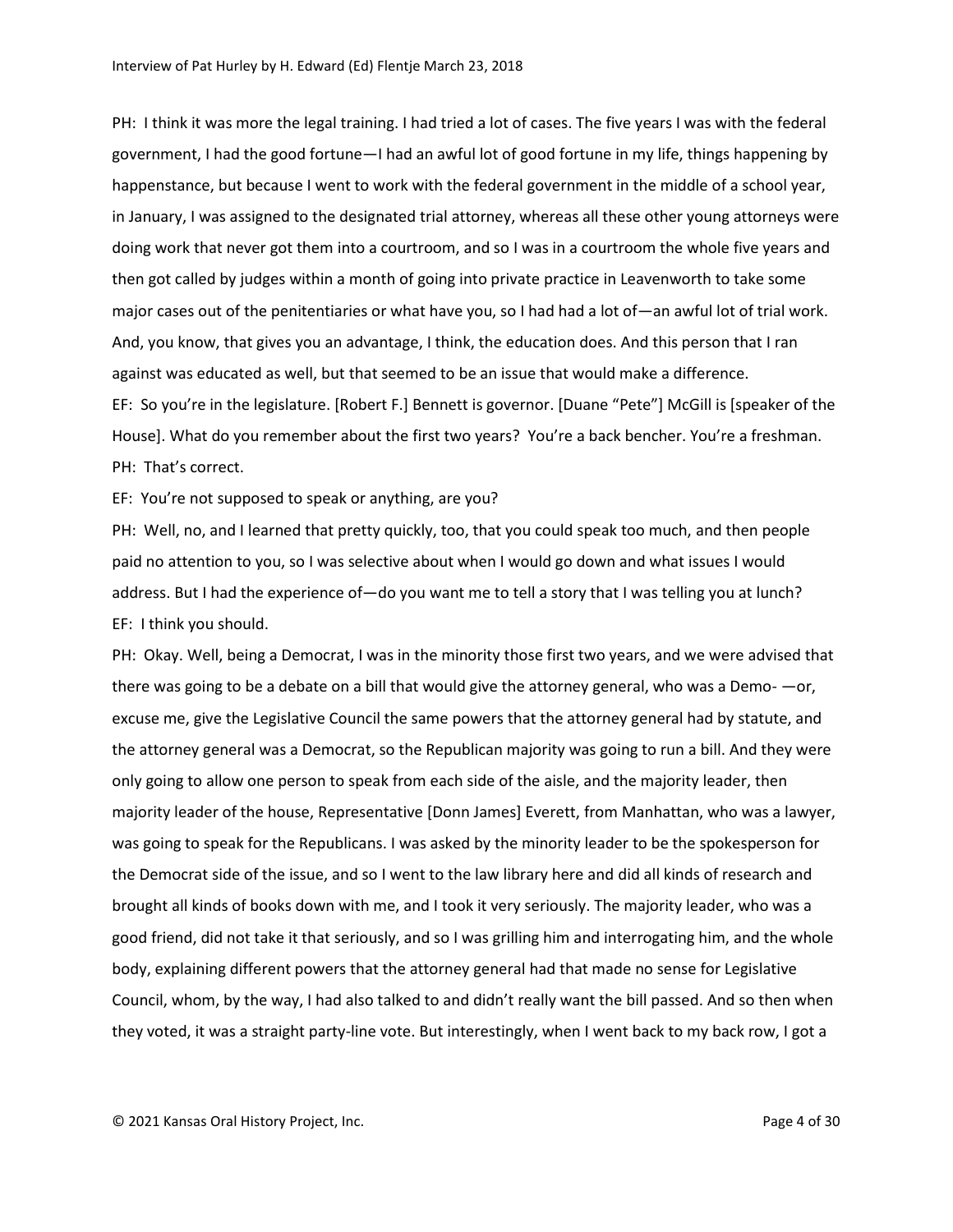PH: I think it was more the legal training. I had tried a lot of cases. The five years I was with the federal government, I had the good fortune—I had an awful lot of good fortune in my life, things happening by happenstance, but because I went to work with the federal government in the middle of a school year, in January, I was assigned to the designated trial attorney, whereas all these other young attorneys were doing work that never got them into a courtroom, and so I was in a courtroom the whole five years and then got called by judges within a month of going into private practice in Leavenworth to take some major cases out of the penitentiaries or what have you, so I had had a lot of—an awful lot of trial work. And, you know, that gives you an advantage, I think, the education does. And this person that I ran against was educated as well, but that seemed to be an issue that would make a difference.

EF: So you're in the legislature. [Robert F.] Bennett is governor. [Duane "Pete"] McGill is [speaker of the House]. What do you remember about the first two years? You're a back bencher. You're a freshman.

PH: That's correct.

EF: You're not supposed to speak or anything, are you?

PH: Well, no, and I learned that pretty quickly, too, that you could speak too much, and then people paid no attention to you, so I was selective about when I would go down and what issues I would address. But I had the experience of—do you want me to tell a story that I was telling you at lunch?

EF: I think you should.

PH: Okay. Well, being a Democrat, I was in the minority those first two years, and we were advised that there was going to be a debate on a bill that would give the attorney general, who was a Demo- —or, excuse me, give the Legislative Council the same powers that the attorney general had by statute, and the attorney general was a Democrat, so the Republican majority was going to run a bill. And they were only going to allow one person to speak from each side of the aisle, and the majority leader, then majority leader of the house, Representative [Donn James] Everett, from Manhattan, who was a lawyer, was going to speak for the Republicans. I was asked by the minority leader to be the spokesperson for the Democrat side of the issue, and so I went to the law library here and did all kinds of research and brought all kinds of books down with me, and I took it very seriously. The majority leader, who was a good friend, did not take it that seriously, and so I was grilling him and interrogating him, and the whole body, explaining different powers that the attorney general had that made no sense for Legislative Council, whom, by the way, I had also talked to and didn't really want the bill passed. And so then when they voted, it was a straight party-line vote. But interestingly, when I went back to my back row, I got a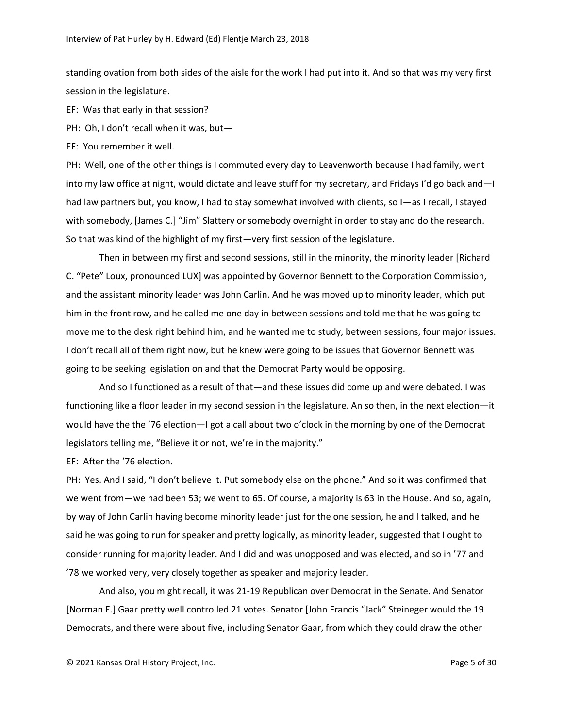standing ovation from both sides of the aisle for the work I had put into it. And so that was my very first session in the legislature.

EF: Was that early in that session?

PH: Oh, I don't recall when it was, but—

EF: You remember it well.

PH: Well, one of the other things is I commuted every day to Leavenworth because I had family, went into my law office at night, would dictate and leave stuff for my secretary, and Fridays I'd go back and—I had law partners but, you know, I had to stay somewhat involved with clients, so I—as I recall, I stayed with somebody, [James C.] "Jim" Slattery or somebody overnight in order to stay and do the research. So that was kind of the highlight of my first—very first session of the legislature.

Then in between my first and second sessions, still in the minority, the minority leader [Richard C. "Pete" Loux, pronounced LUX] was appointed by Governor Bennett to the Corporation Commission, and the assistant minority leader was John Carlin. And he was moved up to minority leader, which put him in the front row, and he called me one day in between sessions and told me that he was going to move me to the desk right behind him, and he wanted me to study, between sessions, four major issues. I don't recall all of them right now, but he knew were going to be issues that Governor Bennett was going to be seeking legislation on and that the Democrat Party would be opposing.

And so I functioned as a result of that—and these issues did come up and were debated. I was functioning like a floor leader in my second session in the legislature. An so then, in the next election—it would have the the '76 election—I got a call about two o'clock in the morning by one of the Democrat legislators telling me, "Believe it or not, we're in the majority."

EF: After the '76 election.

PH: Yes. And I said, "I don't believe it. Put somebody else on the phone." And so it was confirmed that we went from—we had been 53; we went to 65. Of course, a majority is 63 in the House. And so, again, by way of John Carlin having become minority leader just for the one session, he and I talked, and he said he was going to run for speaker and pretty logically, as minority leader, suggested that I ought to consider running for majority leader. And I did and was unopposed and was elected, and so in '77 and '78 we worked very, very closely together as speaker and majority leader.

And also, you might recall, it was 21-19 Republican over Democrat in the Senate. And Senator [Norman E.] Gaar pretty well controlled 21 votes. Senator [John Francis "Jack" Steineger would the 19 Democrats, and there were about five, including Senator Gaar, from which they could draw the other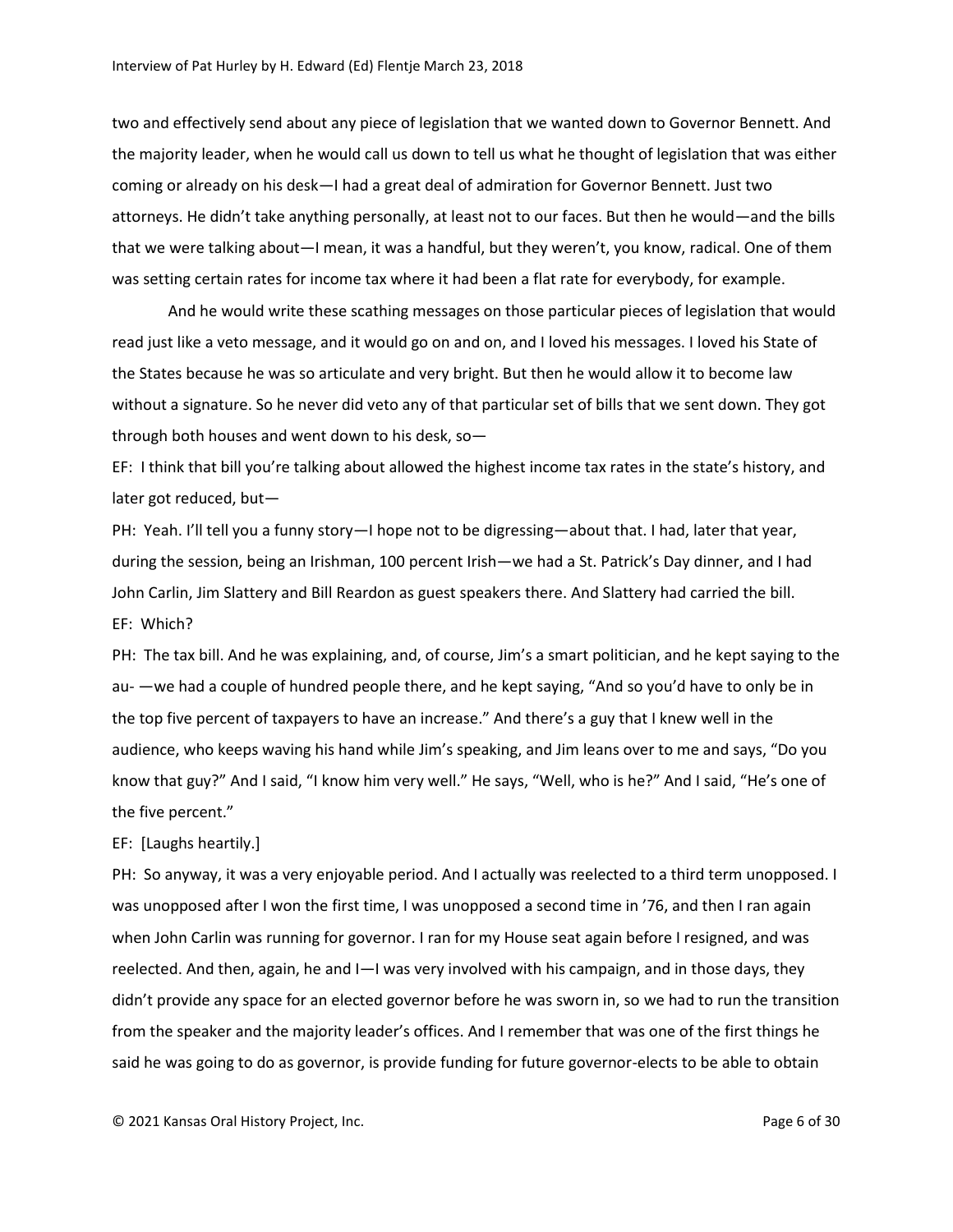two and effectively send about any piece of legislation that we wanted down to Governor Bennett. And the majority leader, when he would call us down to tell us what he thought of legislation that was either coming or already on his desk—I had a great deal of admiration for Governor Bennett. Just two attorneys. He didn't take anything personally, at least not to our faces. But then he would—and the bills that we were talking about—I mean, it was a handful, but they weren't, you know, radical. One of them was setting certain rates for income tax where it had been a flat rate for everybody, for example.

And he would write these scathing messages on those particular pieces of legislation that would read just like a veto message, and it would go on and on, and I loved his messages. I loved his State of the States because he was so articulate and very bright. But then he would allow it to become law without a signature. So he never did veto any of that particular set of bills that we sent down. They got through both houses and went down to his desk, so—

EF: I think that bill you're talking about allowed the highest income tax rates in the state's history, and later got reduced, but—

PH: Yeah. I'll tell you a funny story—I hope not to be digressing—about that. I had, later that year, during the session, being an Irishman, 100 percent Irish—we had a St. Patrick's Day dinner, and I had John Carlin, Jim Slattery and Bill Reardon as guest speakers there. And Slattery had carried the bill.

EF: Which?

PH: The tax bill. And he was explaining, and, of course, Jim's a smart politician, and he kept saying to the au- —we had a couple of hundred people there, and he kept saying, "And so you'd have to only be in the top five percent of taxpayers to have an increase." And there's a guy that I knew well in the audience, who keeps waving his hand while Jim's speaking, and Jim leans over to me and says, "Do you know that guy?" And I said, "I know him very well." He says, "Well, who is he?" And I said, "He's one of the five percent."

EF: [Laughs heartily.]

PH: So anyway, it was a very enjoyable period. And I actually was reelected to a third term unopposed. I was unopposed after I won the first time, I was unopposed a second time in '76, and then I ran again when John Carlin was running for governor. I ran for my House seat again before I resigned, and was reelected. And then, again, he and I—I was very involved with his campaign, and in those days, they didn't provide any space for an elected governor before he was sworn in, so we had to run the transition from the speaker and the majority leader's offices. And I remember that was one of the first things he said he was going to do as governor, is provide funding for future governor-elects to be able to obtain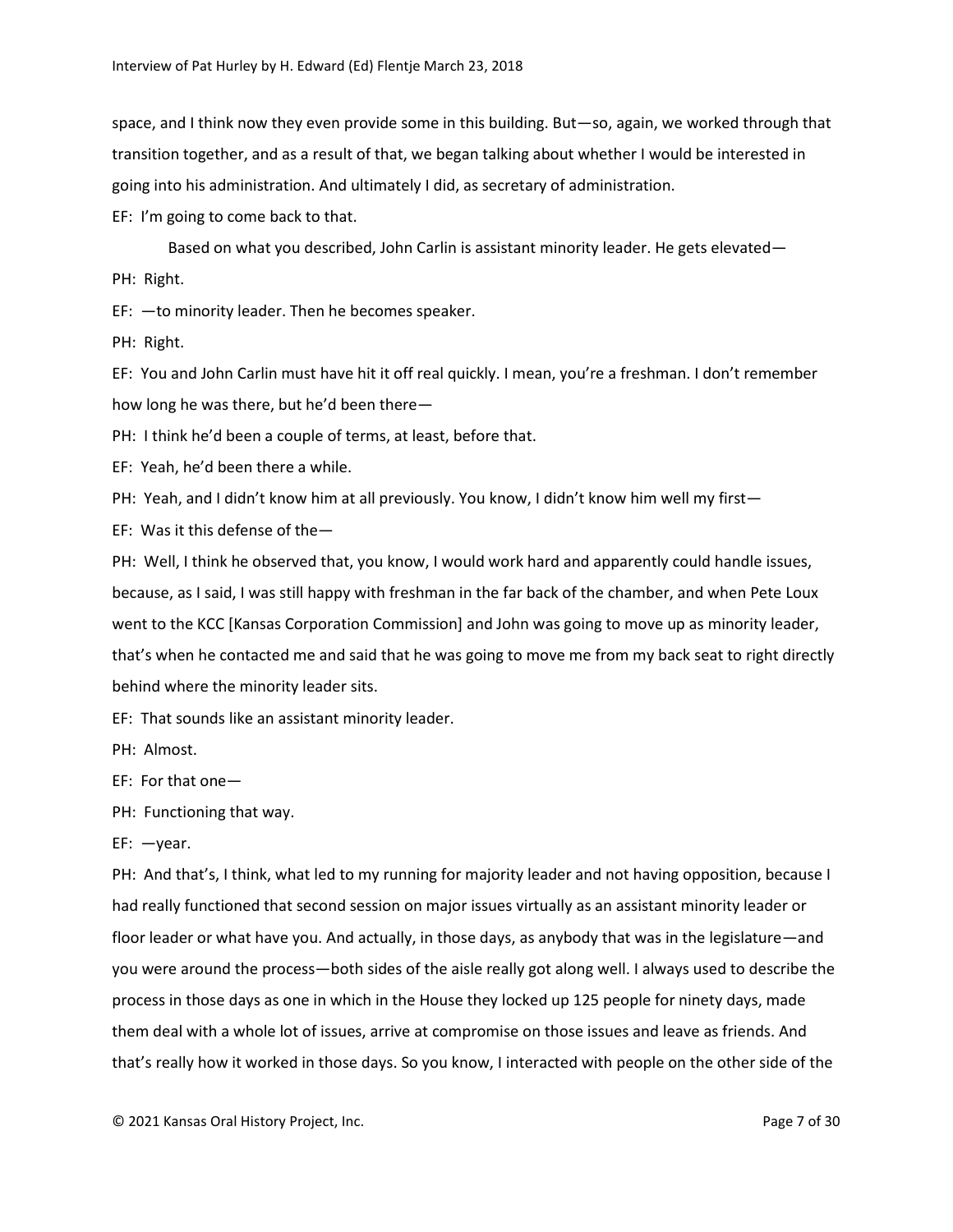space, and I think now they even provide some in this building. But—so, again, we worked through that transition together, and as a result of that, we began talking about whether I would be interested in going into his administration. And ultimately I did, as secretary of administration.

EF: I'm going to come back to that.

Based on what you described, John Carlin is assistant minority leader. He gets elevated—

PH: Right.

EF: —to minority leader. Then he becomes speaker.

PH: Right.

EF: You and John Carlin must have hit it off real quickly. I mean, you're a freshman. I don't remember how long he was there, but he'd been there—

PH: I think he'd been a couple of terms, at least, before that.

EF: Yeah, he'd been there a while.

PH: Yeah, and I didn't know him at all previously. You know, I didn't know him well my first—

EF: Was it this defense of the—

PH: Well, I think he observed that, you know, I would work hard and apparently could handle issues, because, as I said, I was still happy with freshman in the far back of the chamber, and when Pete Loux went to the KCC [Kansas Corporation Commission] and John was going to move up as minority leader, that's when he contacted me and said that he was going to move me from my back seat to right directly behind where the minority leader sits.

EF: That sounds like an assistant minority leader.

PH: Almost.

EF: For that one—

PH: Functioning that way.

EF: —year.

PH: And that's, I think, what led to my running for majority leader and not having opposition, because I had really functioned that second session on major issues virtually as an assistant minority leader or floor leader or what have you. And actually, in those days, as anybody that was in the legislature—and you were around the process—both sides of the aisle really got along well. I always used to describe the process in those days as one in which in the House they locked up 125 people for ninety days, made them deal with a whole lot of issues, arrive at compromise on those issues and leave as friends. And that's really how it worked in those days. So you know, I interacted with people on the other side of the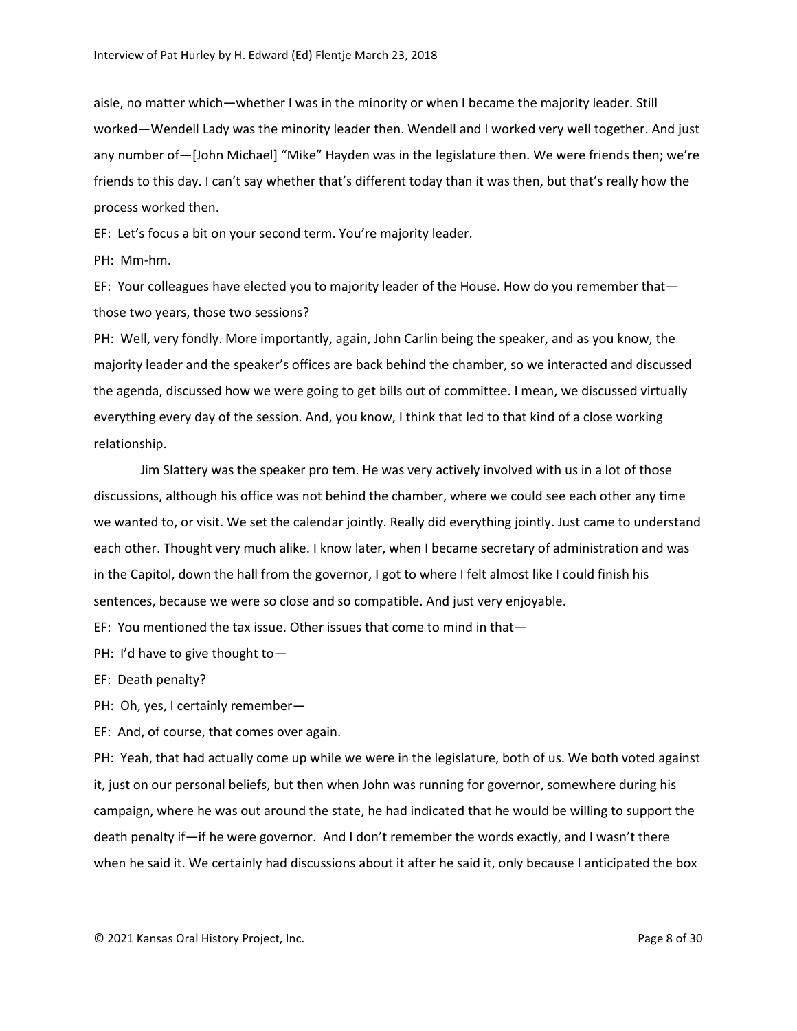aisle, no matter which—whether I was in the minority or when I became the majority leader. Still worked—Wendell Lady was the minority leader then. Wendell and I worked very well together. And just any number of—[John Michael] "Mike" Hayden was in the legislature then. We were friends then; we're friends to this day. I can't say whether that's different today than it was then, but that's really how the process worked then.

EF: Let's focus a bit on your second term. You're majority leader.

PH: Mm-hm.

EF: Your colleagues have elected you to majority leader of the House. How do you remember that—those two years, those two sessions?

PH: Well, very fondly. More importantly, again, John Carlin being the speaker, and as you know, the majority leader and the speaker's offices are back behind the chamber, so we interacted and discussed the agenda, discussed how we were going to get bills out of committee. I mean, we discussed virtually everything every day of the session. And, you know, I think that led to that kind of a close working relationship.

Jim Slattery was the speaker pro tem. He was very actively involved with us in a lot of those discussions, although his office was not behind the chamber, where we could see each other any time we wanted to, or visit. We set the calendar jointly. Really did everything jointly. Just came to understand each other. Thought very much alike. I know later, when I became secretary of administration and was in the Capitol, down the hall from the governor, I got to where I felt almost like I could finish his sentences, because we were so close and so compatible. And just very enjoyable.

EF: You mentioned the tax issue. Other issues that come to mind in that—

PH: I'd have to give thought to—

EF: Death penalty?

PH: Oh, yes, I certainly remember—

EF: And, of course, that comes over again.

PH: Yeah, that had actually come up while we were in the legislature, both of us. We both voted against it, just on our personal beliefs, but then when John was running for governor, somewhere during his campaign, where he was out around the state, he had indicated that he would be willing to support the death penalty if—if he were governor. And I don't remember the words exactly, and I wasn't there when he said it. We certainly had discussions about it after he said it, only because I anticipated the box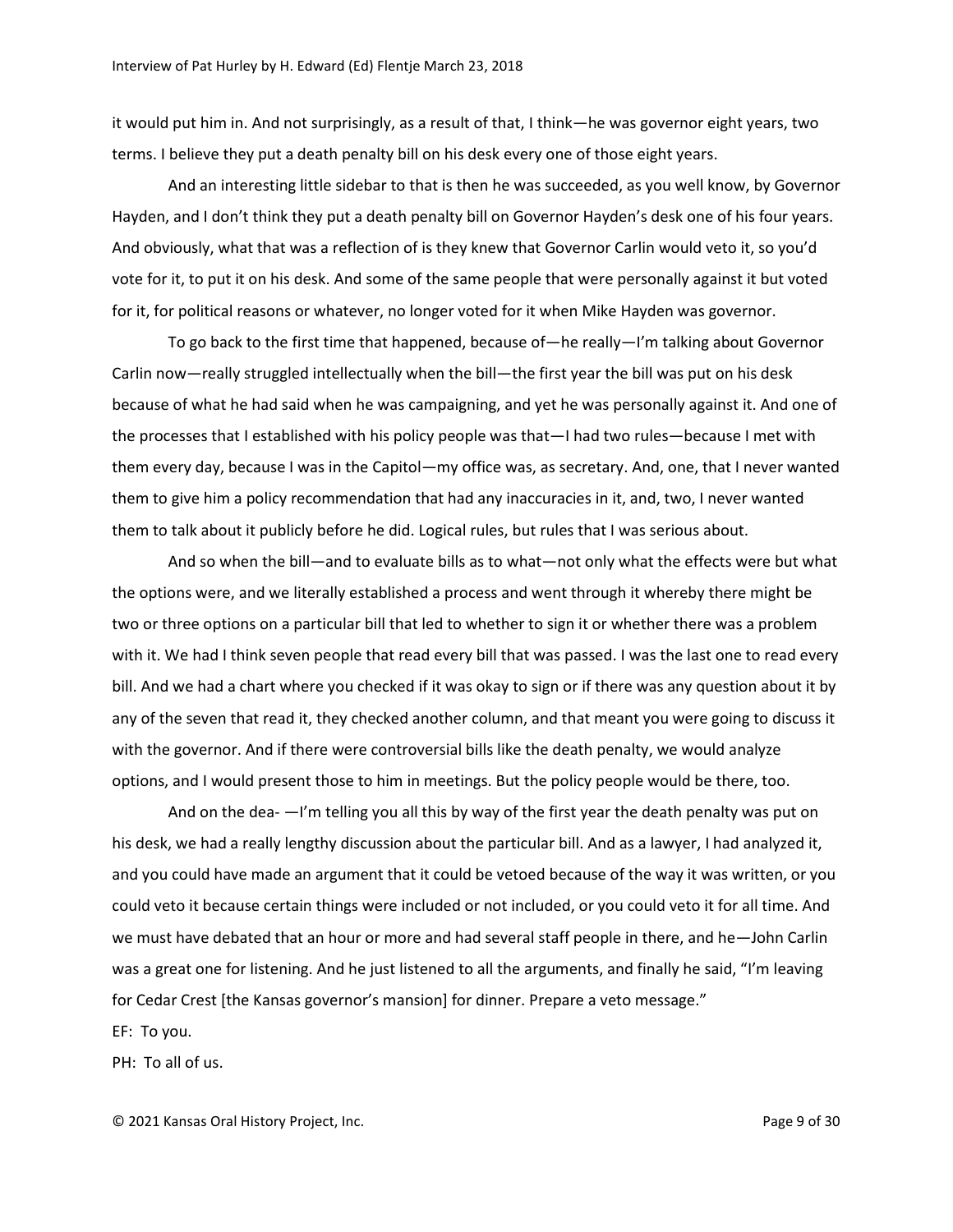it would put him in. And not surprisingly, as a result of that, I think—he was governor eight years, two terms. I believe they put a death penalty bill on his desk every one of those eight years.

And an interesting little sidebar to that is then he was succeeded, as you well know, by Governor Hayden, and I don't think they put a death penalty bill on Governor Hayden's desk one of his four years. And obviously, what that was a reflection of is they knew that Governor Carlin would veto it, so you'd vote for it, to put it on his desk. And some of the same people that were personally against it but voted for it, for political reasons or whatever, no longer voted for it when Mike Hayden was governor.

To go back to the first time that happened, because of—he really—I'm talking about Governor Carlin now—really struggled intellectually when the bill—the first year the bill was put on his desk because of what he had said when he was campaigning, and yet he was personally against it. And one of the processes that I established with his policy people was that—I had two rules—because I met with them every day, because I was in the Capitol—my office was, as secretary. And, one, that I never wanted them to give him a policy recommendation that had any inaccuracies in it, and, two, I never wanted them to talk about it publicly before he did. Logical rules, but rules that I was serious about.

And so when the bill—and to evaluate bills as to what—not only what the effects were but what the options were, and we literally established a process and went through it whereby there might be two or three options on a particular bill that led to whether to sign it or whether there was a problem with it. We had I think seven people that read every bill that was passed. I was the last one to read every bill. And we had a chart where you checked if it was okay to sign or if there was any question about it by any of the seven that read it, they checked another column, and that meant you were going to discuss it with the governor. And if there were controversial bills like the death penalty, we would analyze options, and I would present those to him in meetings. But the policy people would be there, too.

And on the dea- —I'm telling you all this by way of the first year the death penalty was put on his desk, we had a really lengthy discussion about the particular bill. And as a lawyer, I had analyzed it, and you could have made an argument that it could be vetoed because of the way it was written, or you could veto it because certain things were included or not included, or you could veto it for all time. And we must have debated that an hour or more and had several staff people in there, and he—John Carlin was a great one for listening. And he just listened to all the arguments, and finally he said, "I'm leaving for Cedar Crest [the Kansas governor's mansion] for dinner. Prepare a veto message."

EF: To you.

PH: To all of us.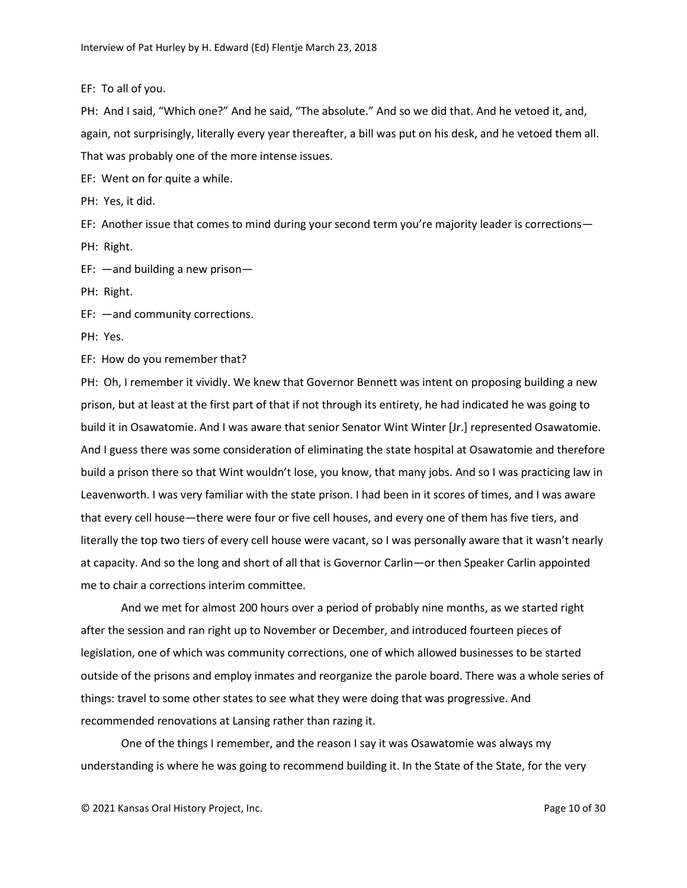EF: To all of you.

PH: And I said, "Which one?" And he said, "The absolute." And so we did that. And he vetoed it, and, again, not surprisingly, literally every year thereafter, a bill was put on his desk, and he vetoed them all. That was probably one of the more intense issues.

EF: Went on for quite a while.

PH: Yes, it did.

EF: Another issue that comes to mind during your second term you're majority leader is corrections—

PH: Right.

EF: —and building a new prison—

PH: Right.

EF: —and community corrections.

PH: Yes.

EF: How do you remember that?

PH: Oh, I remember it vividly. We knew that Governor Bennett was intent on proposing building a new prison, but at least at the first part of that if not through its entirety, he had indicated he was going to build it in Osawatomie. And I was aware that senior Senator Wint Winter [Jr.] represented Osawatomie. And I guess there was some consideration of eliminating the state hospital at Osawatomie and therefore build a prison there so that Wint wouldn't lose, you know, that many jobs. And so I was practicing law in Leavenworth. I was very familiar with the state prison. I had been in it scores of times, and I was aware that every cell house—there were four or five cell houses, and every one of them has five tiers, and literally the top two tiers of every cell house were vacant, so I was personally aware that it wasn't nearly at capacity. And so the long and short of all that is Governor Carlin—or then Speaker Carlin appointed me to chair a corrections interim committee.

And we met for almost 200 hours over a period of probably nine months, as we started right after the session and ran right up to November or December, and introduced fourteen pieces of legislation, one of which was community corrections, one of which allowed businesses to be started outside of the prisons and employ inmates and reorganize the parole board. There was a whole series of things: travel to some other states to see what they were doing that was progressive. And recommended renovations at Lansing rather than razing it.

One of the things I remember, and the reason I say it was Osawatomie was always my understanding is where he was going to recommend building it. In the State of the State, for the very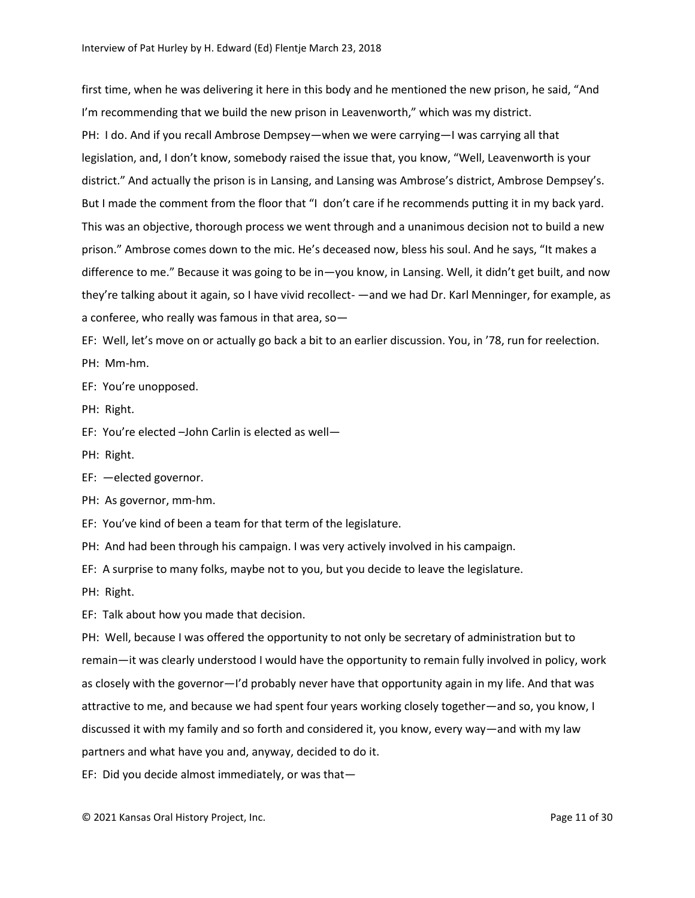first time, when he was delivering it here in this body and he mentioned the new prison, he said, "And I'm recommending that we build the new prison in Leavenworth," which was my district.

PH: I do. And if you recall Ambrose Dempsey—when we were carrying—I was carrying all that legislation, and, I don't know, somebody raised the issue that, you know, "Well, Leavenworth is your district." And actually the prison is in Lansing, and Lansing was Ambrose's district, Ambrose Dempsey's. But I made the comment from the floor that "I don't care if he recommends putting it in my back yard. This was an objective, thorough process we went through and a unanimous decision not to build a new prison." Ambrose comes down to the mic. He's deceased now, bless his soul. And he says, "It makes a difference to me." Because it was going to be in—you know, in Lansing. Well, it didn't get built, and now they're talking about it again, so I have vivid recollect- —and we had Dr. Karl Menninger, for example, as a conferee, who really was famous in that area, so—

EF: Well, let's move on or actually go back a bit to an earlier discussion. You, in '78, run for reelection.

PH: Mm-hm.

EF: You're unopposed.

PH: Right.

EF: You're elected –John Carlin is elected as well—

PH: Right.

EF: —elected governor.

PH: As governor, mm-hm.

EF: You've kind of been a team for that term of the legislature.

PH: And had been through his campaign. I was very actively involved in his campaign.

EF: A surprise to many folks, maybe not to you, but you decide to leave the legislature.

PH: Right.

EF: Talk about how you made that decision.

PH: Well, because I was offered the opportunity to not only be secretary of administration but to remain—it was clearly understood I would have the opportunity to remain fully involved in policy, work as closely with the governor—I'd probably never have that opportunity again in my life. And that was attractive to me, and because we had spent four years working closely together—and so, you know, I discussed it with my family and so forth and considered it, you know, every way—and with my law partners and what have you and, anyway, decided to do it.

EF: Did you decide almost immediately, or was that—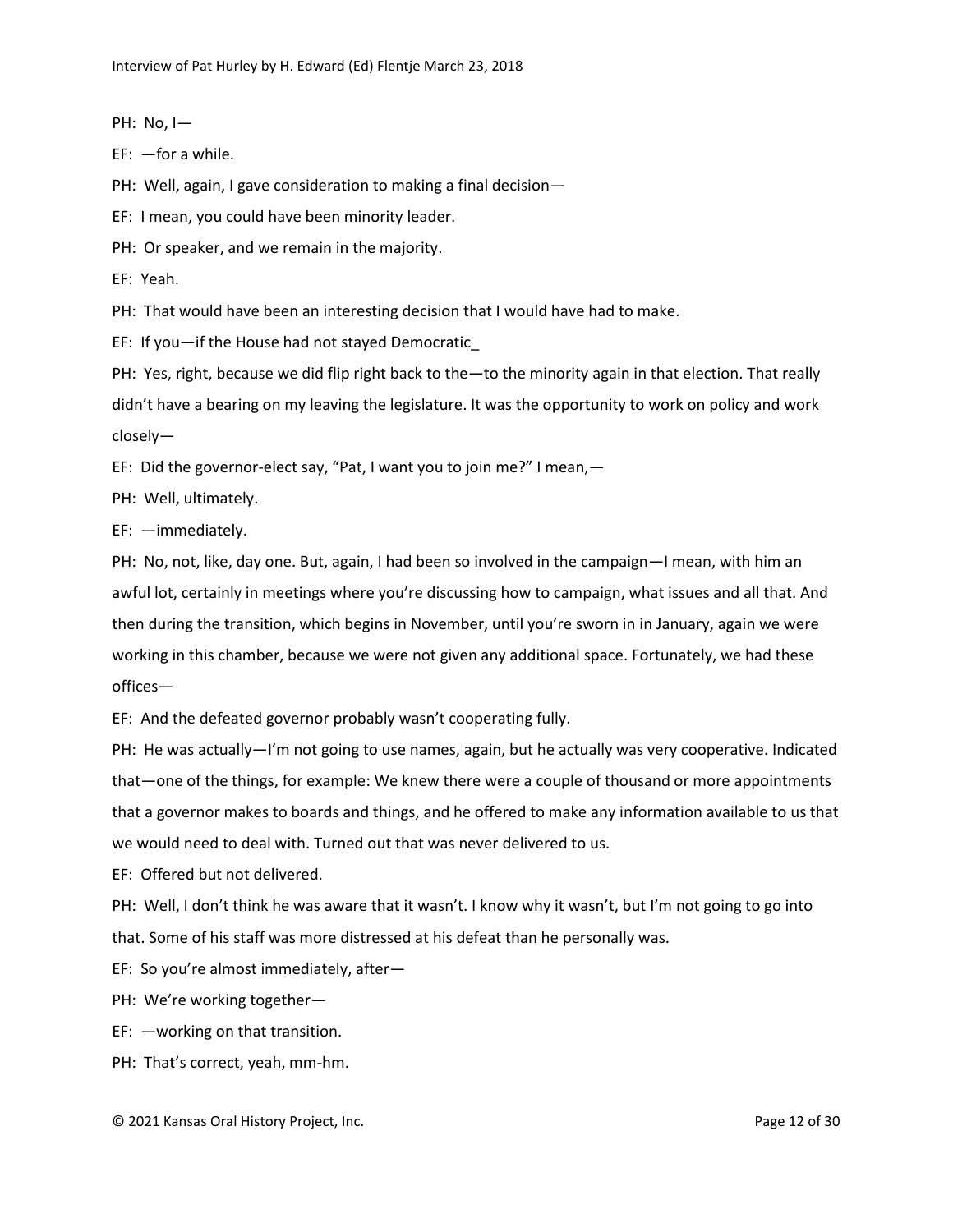PH: No, I—

EF: —for a while.

PH: Well, again, I gave consideration to making a final decision—

EF: I mean, you could have been minority leader.

PH: Or speaker, and we remain in the majority.

EF: Yeah.

PH: That would have been an interesting decision that I would have had to make.

EF: If you—if the House had not stayed Democratic_

PH: Yes, right, because we did flip right back to the—to the minority again in that election. That really didn't have a bearing on my leaving the legislature. It was the opportunity to work on policy and work closely—

EF: Did the governor-elect say, "Pat, I want you to join me?" I mean,—

PH: Well, ultimately.

EF: —immediately.

PH: No, not, like, day one. But, again, I had been so involved in the campaign—I mean, with him an awful lot, certainly in meetings where you're discussing how to campaign, what issues and all that. And then during the transition, which begins in November, until you're sworn in in January, again we were working in this chamber, because we were not given any additional space. Fortunately, we had these offices—

EF: And the defeated governor probably wasn't cooperating fully.

PH: He was actually—I'm not going to use names, again, but he actually was very cooperative. Indicated that—one of the things, for example: We knew there were a couple of thousand or more appointments that a governor makes to boards and things, and he offered to make any information available to us that we would need to deal with. Turned out that was never delivered to us.

EF: Offered but not delivered.

PH: Well, I don't think he was aware that it wasn't. I know why it wasn't, but I'm not going to go into that. Some of his staff was more distressed at his defeat than he personally was.

EF: So you're almost immediately, after—

PH: We're working together—

EF: —working on that transition.

PH: That's correct, yeah, mm-hm.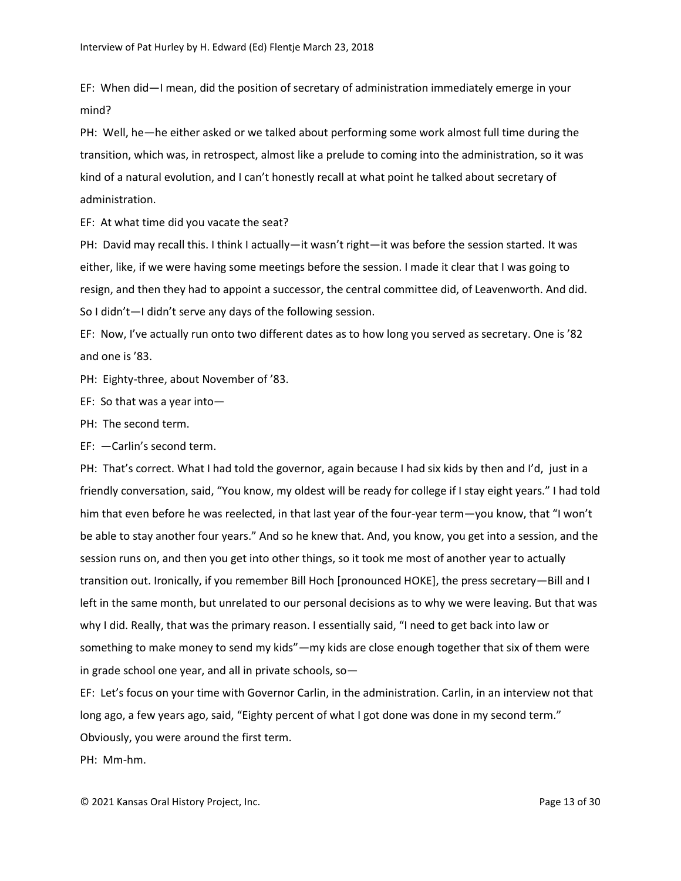EF: When did—I mean, did the position of secretary of administration immediately emerge in your mind?

PH: Well, he—he either asked or we talked about performing some work almost full time during the transition, which was, in retrospect, almost like a prelude to coming into the administration, so it was kind of a natural evolution, and I can't honestly recall at what point he talked about secretary of administration.

EF: At what time did you vacate the seat?

PH: David may recall this. I think I actually—it wasn't right—it was before the session started. It was either, like, if we were having some meetings before the session. I made it clear that I was going to resign, and then they had to appoint a successor, the central committee did, of Leavenworth. And did. So I didn't—I didn't serve any days of the following session.

EF: Now, I've actually run onto two different dates as to how long you served as secretary. One is '82 and one is '83.

PH: Eighty-three, about November of '83.

EF: So that was a year into—

PH: The second term.

EF: —Carlin's second term.

PH: That's correct. What I had told the governor, again because I had six kids by then and I'd, just in a friendly conversation, said, "You know, my oldest will be ready for college if I stay eight years." I had told him that even before he was reelected, in that last year of the four-year term—you know, that "I won't be able to stay another four years." And so he knew that. And, you know, you get into a session, and the session runs on, and then you get into other things, so it took me most of another year to actually transition out. Ironically, if you remember Bill Hoch [pronounced HOKE], the press secretary—Bill and I left in the same month, but unrelated to our personal decisions as to why we were leaving. But that was why I did. Really, that was the primary reason. I essentially said, "I need to get back into law or something to make money to send my kids"—my kids are close enough together that six of them were in grade school one year, and all in private schools, so—

EF: Let's focus on your time with Governor Carlin, in the administration. Carlin, in an interview not that long ago, a few years ago, said, "Eighty percent of what I got done was done in my second term." Obviously, you were around the first term.

PH: Mm-hm.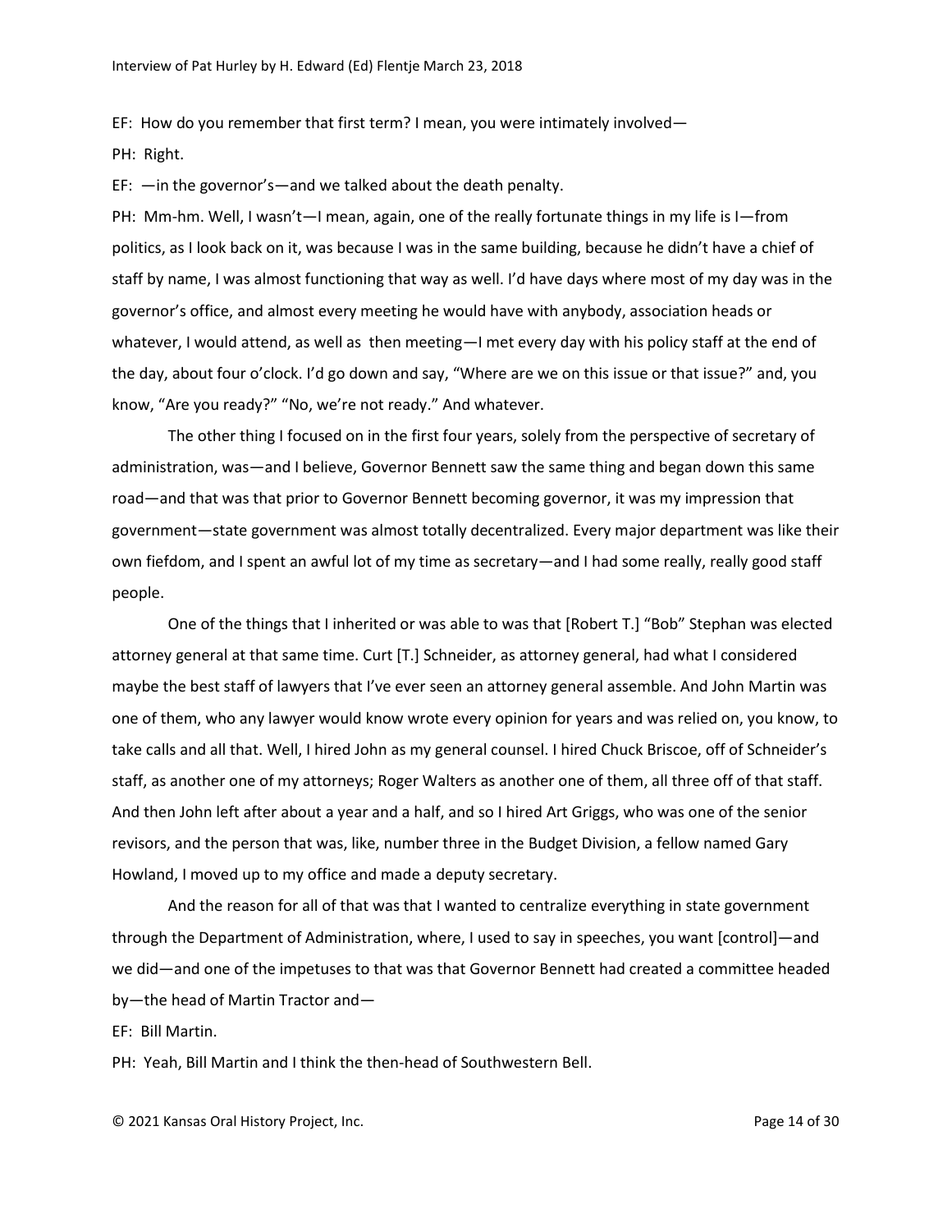EF: How do you remember that first term? I mean, you were intimately involved—

PH: Right.

EF: —in the governor's—and we talked about the death penalty.

PH: Mm-hm. Well, I wasn't—I mean, again, one of the really fortunate things in my life is I—from politics, as I look back on it, was because I was in the same building, because he didn't have a chief of staff by name, I was almost functioning that way as well. I'd have days where most of my day was in the governor's office, and almost every meeting he would have with anybody, association heads or whatever, I would attend, as well as then meeting—I met every day with his policy staff at the end of the day, about four o'clock. I'd go down and say, "Where are we on this issue or that issue?" and, you know, "Are you ready?" "No, we're not ready." And whatever.

The other thing I focused on in the first four years, solely from the perspective of secretary of administration, was—and I believe, Governor Bennett saw the same thing and began down this same road—and that was that prior to Governor Bennett becoming governor, it was my impression that government—state government was almost totally decentralized. Every major department was like their own fiefdom, and I spent an awful lot of my time as secretary—and I had some really, really good staff people.

One of the things that I inherited or was able to was that [Robert T.] "Bob" Stephan was elected attorney general at that same time. Curt [T.] Schneider, as attorney general, had what I considered maybe the best staff of lawyers that I've ever seen an attorney general assemble. And John Martin was one of them, who any lawyer would know wrote every opinion for years and was relied on, you know, to take calls and all that. Well, I hired John as my general counsel. I hired Chuck Briscoe, off of Schneider's staff, as another one of my attorneys; Roger Walters as another one of them, all three off of that staff. And then John left after about a year and a half, and so I hired Art Griggs, who was one of the senior revisors, and the person that was, like, number three in the Budget Division, a fellow named Gary Howland, I moved up to my office and made a deputy secretary.

And the reason for all of that was that I wanted to centralize everything in state government through the Department of Administration, where, I used to say in speeches, you want [control]—and we did—and one of the impetuses to that was that Governor Bennett had created a committee headed by—the head of Martin Tractor and—

EF: Bill Martin.

PH: Yeah, Bill Martin and I think the then-head of Southwestern Bell.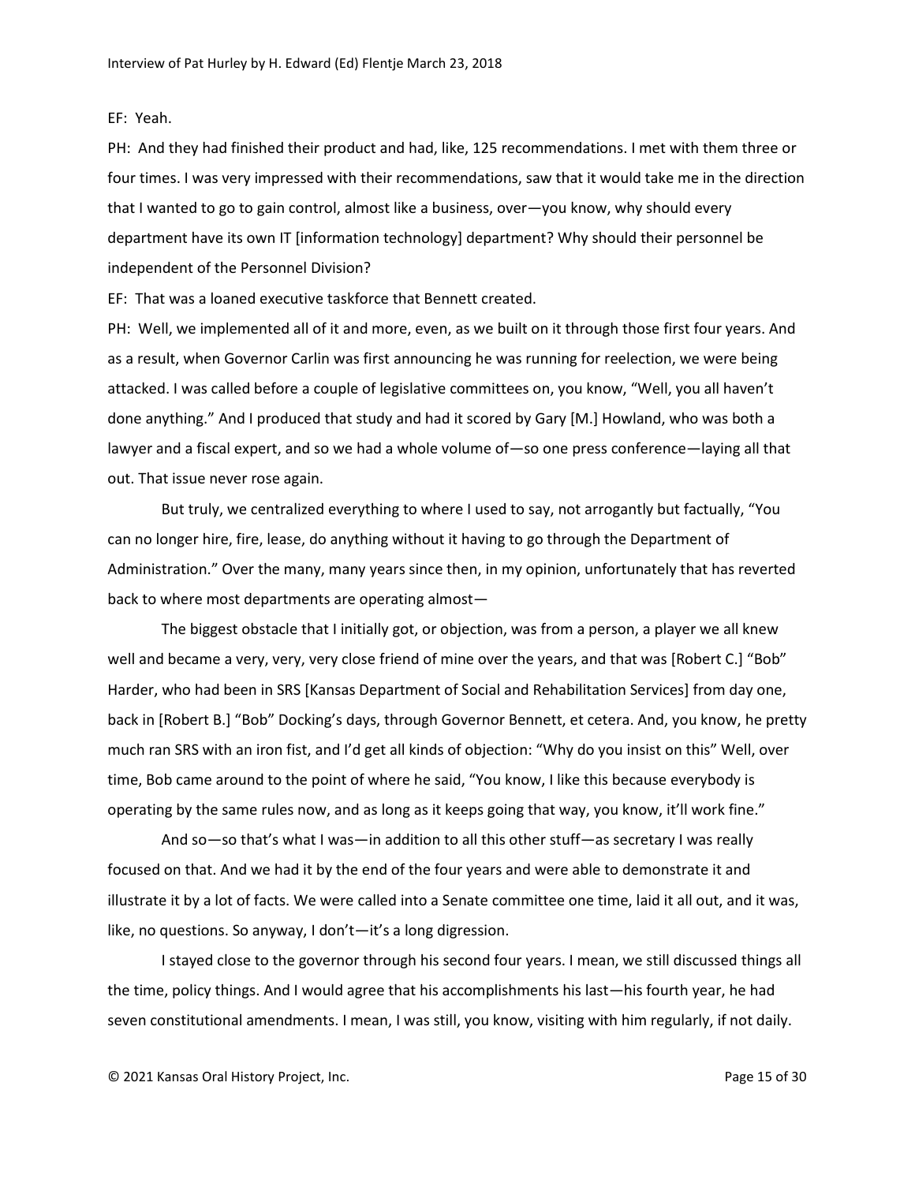EF: Yeah.

PH: And they had finished their product and had, like, 125 recommendations. I met with them three or four times. I was very impressed with their recommendations, saw that it would take me in the direction that I wanted to go to gain control, almost like a business, over—you know, why should every department have its own IT [information technology] department? Why should their personnel be independent of the Personnel Division?

EF: That was a loaned executive taskforce that Bennett created.

PH: Well, we implemented all of it and more, even, as we built on it through those first four years. And as a result, when Governor Carlin was first announcing he was running for reelection, we were being attacked. I was called before a couple of legislative committees on, you know, "Well, you all haven't done anything." And I produced that study and had it scored by Gary [M.] Howland, who was both a lawyer and a fiscal expert, and so we had a whole volume of—so one press conference—laying all that out. That issue never rose again.

But truly, we centralized everything to where I used to say, not arrogantly but factually, "You can no longer hire, fire, lease, do anything without it having to go through the Department of Administration." Over the many, many years since then, in my opinion, unfortunately that has reverted back to where most departments are operating almost—

The biggest obstacle that I initially got, or objection, was from a person, a player we all knew well and became a very, very, very close friend of mine over the years, and that was [Robert C.] "Bob" Harder, who had been in SRS [Kansas Department of Social and Rehabilitation Services] from day one, back in [Robert B.] "Bob" Docking's days, through Governor Bennett, et cetera. And, you know, he pretty much ran SRS with an iron fist, and I'd get all kinds of objection: "Why do you insist on this" Well, over time, Bob came around to the point of where he said, "You know, I like this because everybody is operating by the same rules now, and as long as it keeps going that way, you know, it'll work fine."

And so—so that's what I was—in addition to all this other stuff—as secretary I was really focused on that. And we had it by the end of the four years and were able to demonstrate it and illustrate it by a lot of facts. We were called into a Senate committee one time, laid it all out, and it was, like, no questions. So anyway, I don't—it's a long digression.

I stayed close to the governor through his second four years. I mean, we still discussed things all the time, policy things. And I would agree that his accomplishments his last—his fourth year, he had seven constitutional amendments. I mean, I was still, you know, visiting with him regularly, if not daily.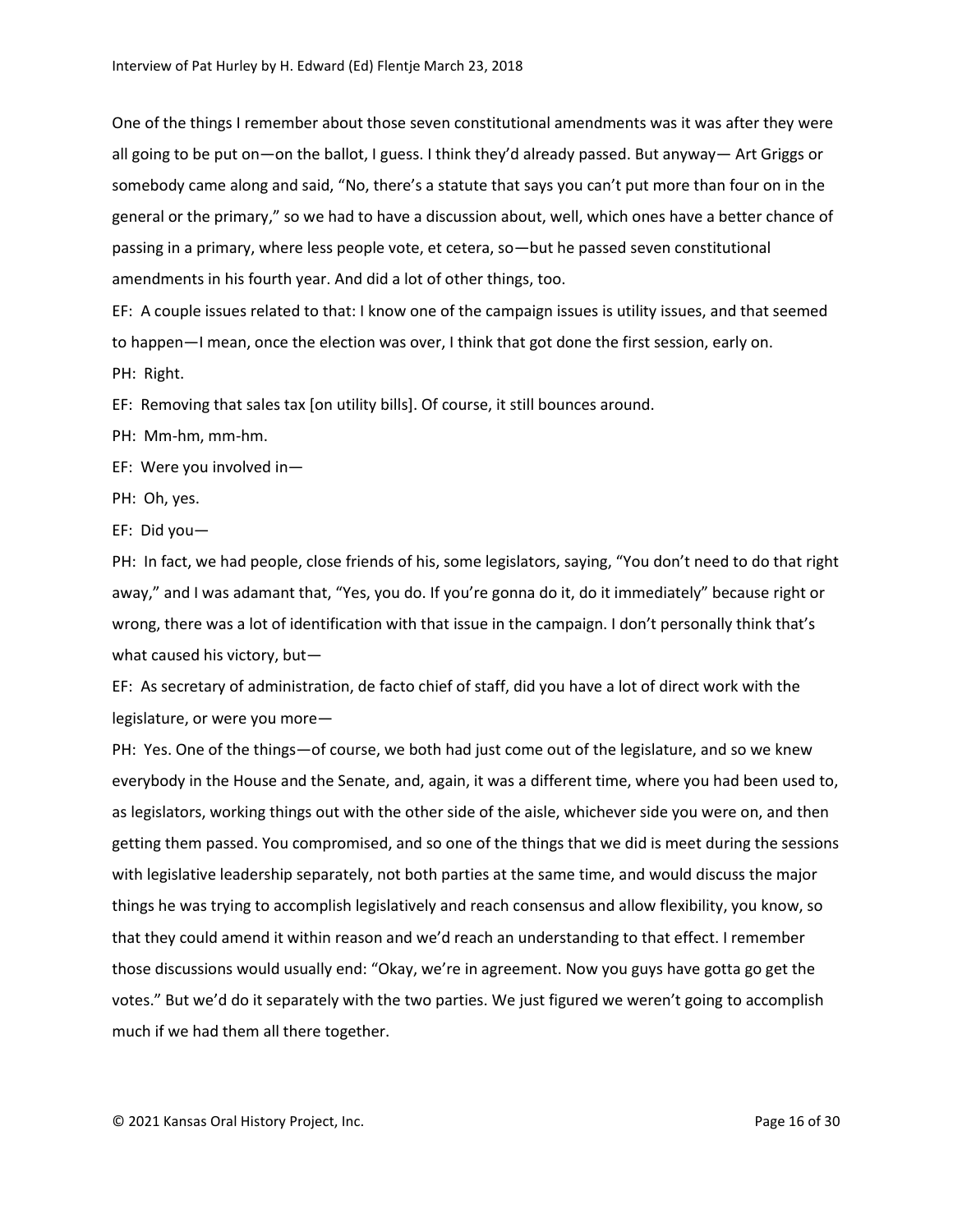One of the things I remember about those seven constitutional amendments was it was after they were all going to be put on—on the ballot, I guess. I think they'd already passed. But anyway— Art Griggs or somebody came along and said, "No, there's a statute that says you can't put more than four on in the general or the primary," so we had to have a discussion about, well, which ones have a better chance of passing in a primary, where less people vote, et cetera, so—but he passed seven constitutional amendments in his fourth year. And did a lot of other things, too.

EF: A couple issues related to that: I know one of the campaign issues is utility issues, and that seemed to happen—I mean, once the election was over, I think that got done the first session, early on.

PH: Right.

EF: Removing that sales tax [on utility bills]. Of course, it still bounces around.

PH: Mm-hm, mm-hm.

EF: Were you involved in—

PH: Oh, yes.

EF: Did you—

PH: In fact, we had people, close friends of his, some legislators, saying, "You don't need to do that right away," and I was adamant that, "Yes, you do. If you're gonna do it, do it immediately" because right or wrong, there was a lot of identification with that issue in the campaign. I don't personally think that's what caused his victory, but—

EF: As secretary of administration, de facto chief of staff, did you have a lot of direct work with the legislature, or were you more—

PH: Yes. One of the things—of course, we both had just come out of the legislature, and so we knew everybody in the House and the Senate, and, again, it was a different time, where you had been used to, as legislators, working things out with the other side of the aisle, whichever side you were on, and then getting them passed. You compromised, and so one of the things that we did is meet during the sessions with legislative leadership separately, not both parties at the same time, and would discuss the major things he was trying to accomplish legislatively and reach consensus and allow flexibility, you know, so that they could amend it within reason and we'd reach an understanding to that effect. I remember those discussions would usually end: "Okay, we're in agreement. Now you guys have gotta go get the votes." But we'd do it separately with the two parties. We just figured we weren't going to accomplish much if we had them all there together.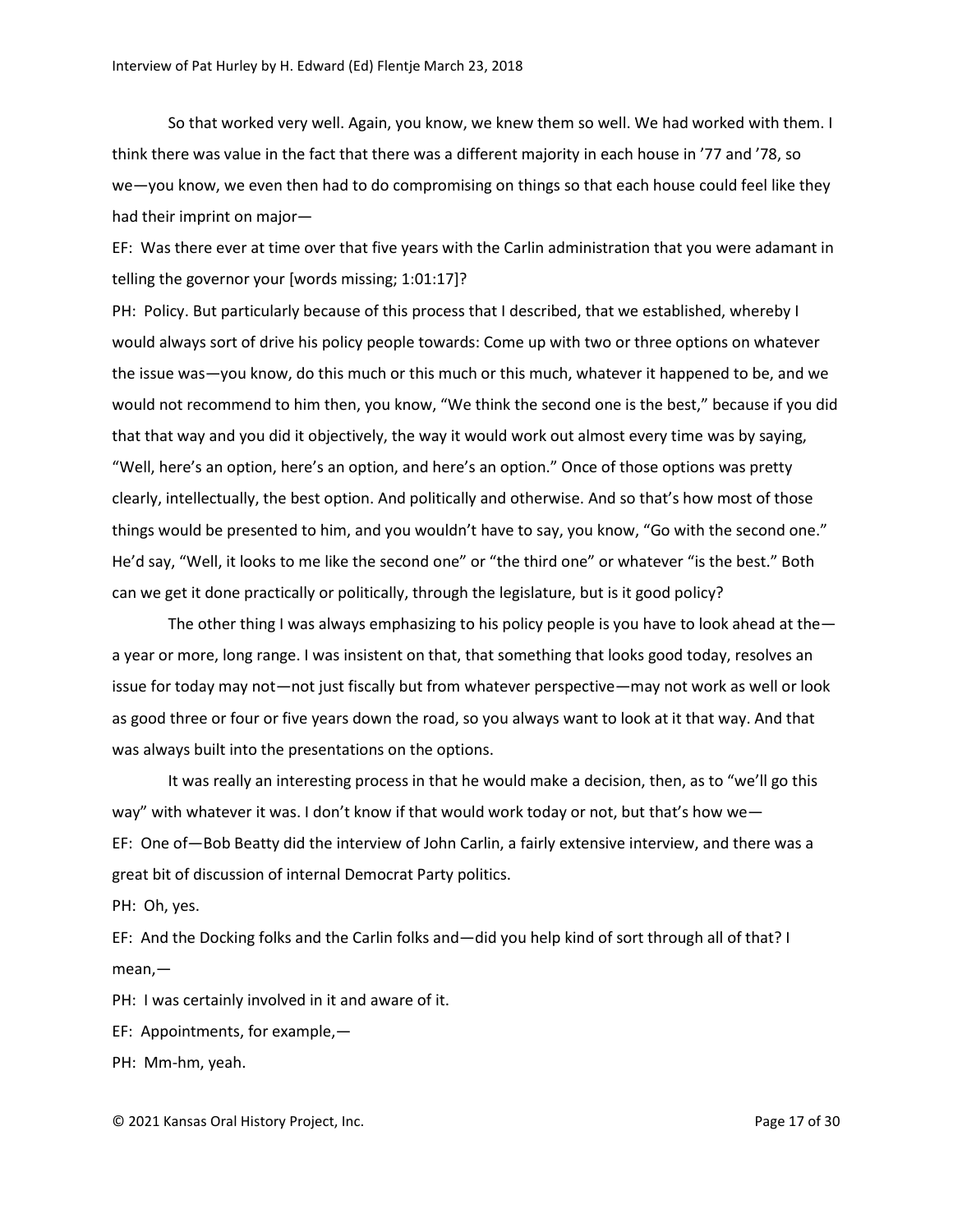So that worked very well. Again, you know, we knew them so well. We had worked with them. I think there was value in the fact that there was a different majority in each house in '77 and '78, so we—you know, we even then had to do compromising on things so that each house could feel like they had their imprint on major—

EF: Was there ever at time over that five years with the Carlin administration that you were adamant in telling the governor your [words missing; 1:01:17]?

PH: Policy. But particularly because of this process that I described, that we established, whereby I would always sort of drive his policy people towards: Come up with two or three options on whatever the issue was—you know, do this much or this much or this much, whatever it happened to be, and we would not recommend to him then, you know, "We think the second one is the best," because if you did that that way and you did it objectively, the way it would work out almost every time was by saying, "Well, here's an option, here's an option, and here's an option." Once of those options was pretty clearly, intellectually, the best option. And politically and otherwise. And so that's how most of those things would be presented to him, and you wouldn't have to say, you know, "Go with the second one." He'd say, "Well, it looks to me like the second one" or "the third one" or whatever "is the best." Both can we get it done practically or politically, through the legislature, but is it good policy?

The other thing I was always emphasizing to his policy people is you have to look ahead at the—a year or more, long range. I was insistent on that, that something that looks good today, resolves an issue for today may not—not just fiscally but from whatever perspective—may not work as well or look as good three or four or five years down the road, so you always want to look at it that way. And that was always built into the presentations on the options.

It was really an interesting process in that he would make a decision, then, as to "we'll go this way" with whatever it was. I don't know if that would work today or not, but that's how we—

EF: One of—Bob Beatty did the interview of John Carlin, a fairly extensive interview, and there was a great bit of discussion of internal Democrat Party politics.

PH: Oh, yes.

EF: And the Docking folks and the Carlin folks and—did you help kind of sort through all of that? I mean,—

PH: I was certainly involved in it and aware of it.

EF: Appointments, for example,—

PH: Mm-hm, yeah.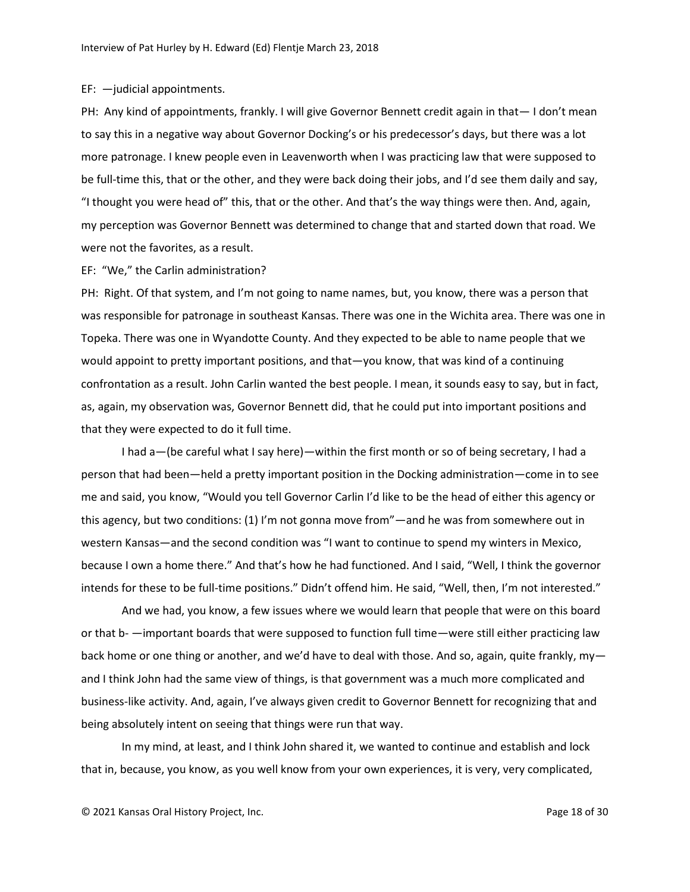EF: —judicial appointments.

PH: Any kind of appointments, frankly. I will give Governor Bennett credit again in that— I don't mean to say this in a negative way about Governor Docking's or his predecessor's days, but there was a lot more patronage. I knew people even in Leavenworth when I was practicing law that were supposed to be full-time this, that or the other, and they were back doing their jobs, and I'd see them daily and say, "I thought you were head of" this, that or the other. And that's the way things were then. And, again, my perception was Governor Bennett was determined to change that and started down that road. We were not the favorites, as a result.

EF: "We," the Carlin administration?

PH: Right. Of that system, and I'm not going to name names, but, you know, there was a person that was responsible for patronage in southeast Kansas. There was one in the Wichita area. There was one in Topeka. There was one in Wyandotte County. And they expected to be able to name people that we would appoint to pretty important positions, and that—you know, that was kind of a continuing confrontation as a result. John Carlin wanted the best people. I mean, it sounds easy to say, but in fact, as, again, my observation was, Governor Bennett did, that he could put into important positions and that they were expected to do it full time.

I had a—(be careful what I say here)—within the first month or so of being secretary, I had a person that had been—held a pretty important position in the Docking administration—come in to see me and said, you know, "Would you tell Governor Carlin I'd like to be the head of either this agency or this agency, but two conditions: (1) I'm not gonna move from"—and he was from somewhere out in western Kansas—and the second condition was "I want to continue to spend my winters in Mexico, because I own a home there." And that's how he had functioned. And I said, "Well, I think the governor intends for these to be full-time positions." Didn't offend him. He said, "Well, then, I'm not interested."

And we had, you know, a few issues where we would learn that people that were on this board or that b- —important boards that were supposed to function full time—were still either practicing law back home or one thing or another, and we'd have to deal with those. And so, again, quite frankly, my—and I think John had the same view of things, is that government was a much more complicated and business-like activity. And, again, I've always given credit to Governor Bennett for recognizing that and being absolutely intent on seeing that things were run that way.

In my mind, at least, and I think John shared it, we wanted to continue and establish and lock that in, because, you know, as you well know from your own experiences, it is very, very complicated,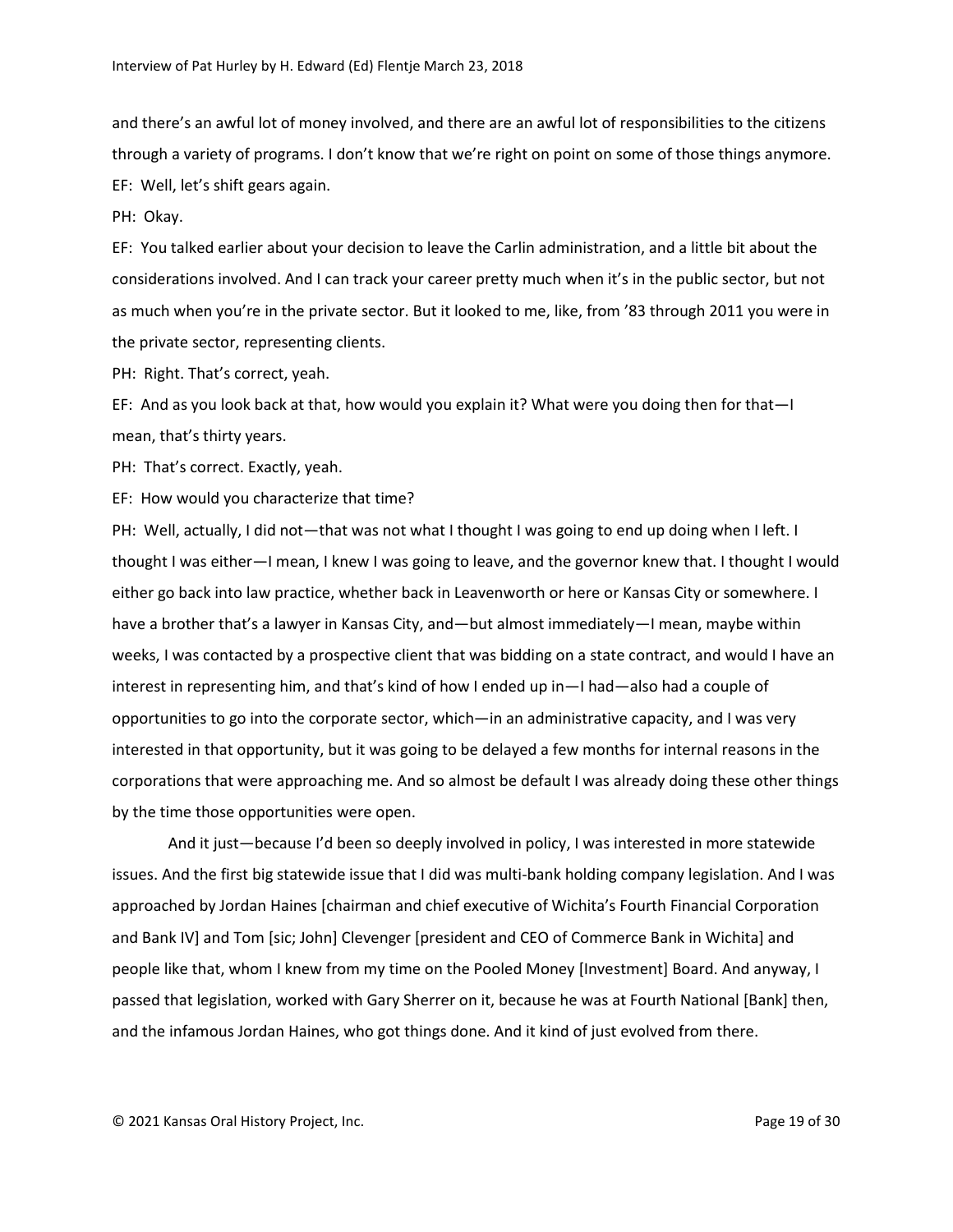and there's an awful lot of money involved, and there are an awful lot of responsibilities to the citizens through a variety of programs. I don't know that we're right on point on some of those things anymore.

EF: Well, let's shift gears again.

PH: Okay.

EF: You talked earlier about your decision to leave the Carlin administration, and a little bit about the considerations involved. And I can track your career pretty much when it's in the public sector, but not as much when you're in the private sector. But it looked to me, like, from '83 through 2011 you were in the private sector, representing clients.

PH: Right. That's correct, yeah.

EF: And as you look back at that, how would you explain it? What were you doing then for that—I mean, that's thirty years.

PH: That's correct. Exactly, yeah.

EF: How would you characterize that time?

PH: Well, actually, I did not—that was not what I thought I was going to end up doing when I left. I thought I was either—I mean, I knew I was going to leave, and the governor knew that. I thought I would either go back into law practice, whether back in Leavenworth or here or Kansas City or somewhere. I have a brother that's a lawyer in Kansas City, and—but almost immediately—I mean, maybe within weeks, I was contacted by a prospective client that was bidding on a state contract, and would I have an interest in representing him, and that's kind of how I ended up in—I had—also had a couple of opportunities to go into the corporate sector, which—in an administrative capacity, and I was very interested in that opportunity, but it was going to be delayed a few months for internal reasons in the corporations that were approaching me. And so almost be default I was already doing these other things by the time those opportunities were open.

And it just—because I'd been so deeply involved in policy, I was interested in more statewide issues. And the first big statewide issue that I did was multi-bank holding company legislation. And I was approached by Jordan Haines [chairman and chief executive of Wichita's Fourth Financial Corporation and Bank IV] and Tom [sic; John] Clevenger [president and CEO of Commerce Bank in Wichita] and people like that, whom I knew from my time on the Pooled Money [Investment] Board. And anyway, I passed that legislation, worked with Gary Sherrer on it, because he was at Fourth National [Bank] then, and the infamous Jordan Haines, who got things done. And it kind of just evolved from there.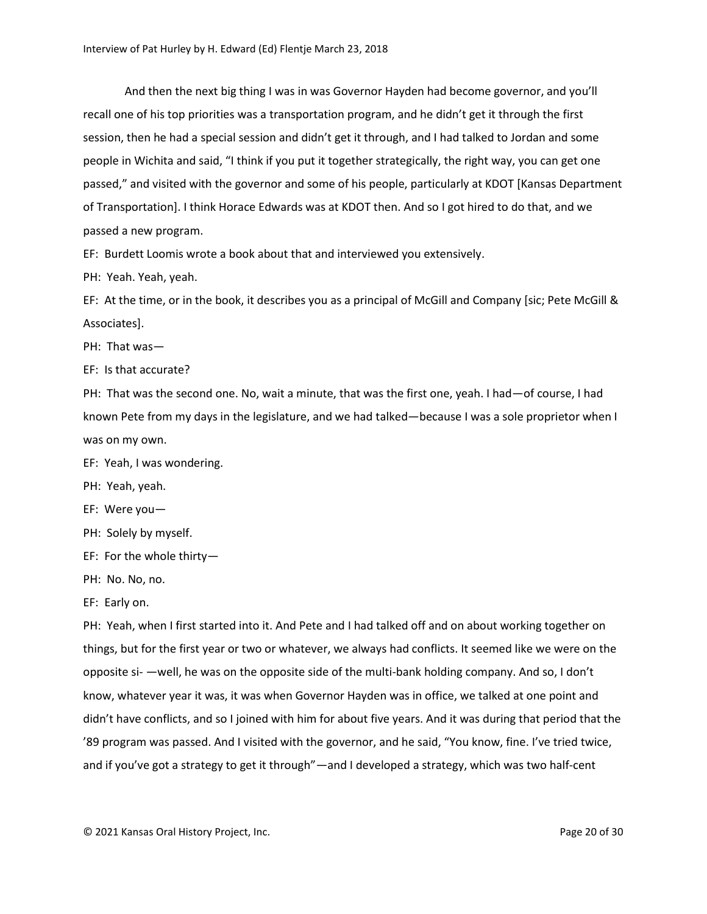And then the next big thing I was in was Governor Hayden had become governor, and you'll recall one of his top priorities was a transportation program, and he didn't get it through the first session, then he had a special session and didn't get it through, and I had talked to Jordan and some people in Wichita and said, "I think if you put it together strategically, the right way, you can get one passed," and visited with the governor and some of his people, particularly at KDOT [Kansas Department of Transportation]. I think Horace Edwards was at KDOT then. And so I got hired to do that, and we passed a new program.

EF: Burdett Loomis wrote a book about that and interviewed you extensively.

PH: Yeah. Yeah, yeah.

EF: At the time, or in the book, it describes you as a principal of McGill and Company [sic; Pete McGill & Associates].

PH: That was—

EF: Is that accurate?

PH: That was the second one. No, wait a minute, that was the first one, yeah. I had—of course, I had known Pete from my days in the legislature, and we had talked—because I was a sole proprietor when I was on my own.

EF: Yeah, I was wondering.

PH: Yeah, yeah.

EF: Were you—

PH: Solely by myself.

EF: For the whole thirty—

PH: No. No, no.

EF: Early on.

PH: Yeah, when I first started into it. And Pete and I had talked off and on about working together on things, but for the first year or two or whatever, we always had conflicts. It seemed like we were on the opposite si- —well, he was on the opposite side of the multi-bank holding company. And so, I don't know, whatever year it was, it was when Governor Hayden was in office, we talked at one point and didn't have conflicts, and so I joined with him for about five years. And it was during that period that the '89 program was passed. And I visited with the governor, and he said, "You know, fine. I've tried twice, and if you've got a strategy to get it through"—and I developed a strategy, which was two half-cent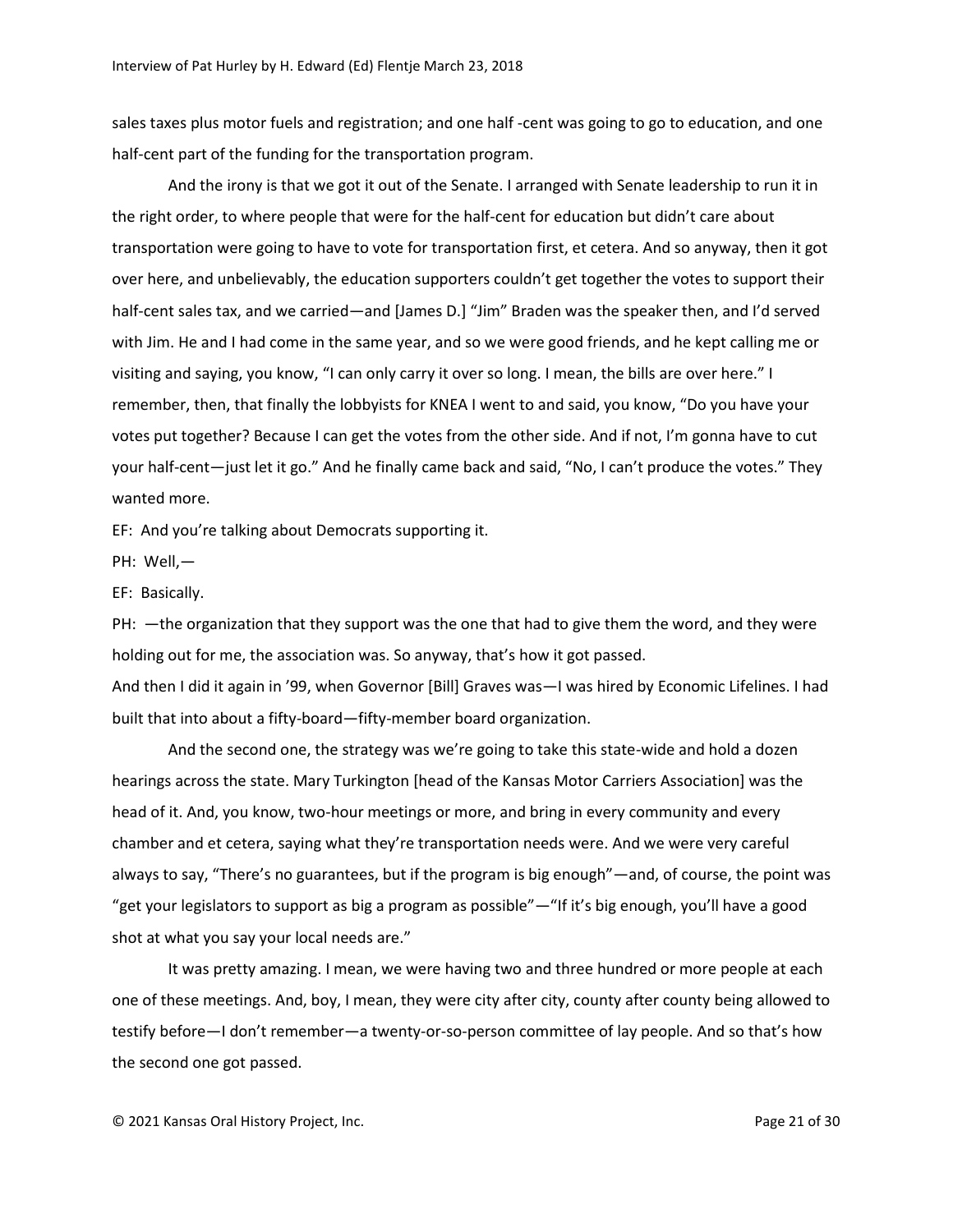sales taxes plus motor fuels and registration; and one half -cent was going to go to education, and one half-cent part of the funding for the transportation program.

And the irony is that we got it out of the Senate. I arranged with Senate leadership to run it in the right order, to where people that were for the half-cent for education but didn't care about transportation were going to have to vote for transportation first, et cetera. And so anyway, then it got over here, and unbelievably, the education supporters couldn't get together the votes to support their half-cent sales tax, and we carried—and [James D.] "Jim" Braden was the speaker then, and I'd served with Jim. He and I had come in the same year, and so we were good friends, and he kept calling me or visiting and saying, you know, "I can only carry it over so long. I mean, the bills are over here." I remember, then, that finally the lobbyists for KNEA I went to and said, you know, "Do you have your votes put together? Because I can get the votes from the other side. And if not, I'm gonna have to cut your half-cent—just let it go." And he finally came back and said, "No, I can't produce the votes." They wanted more.

EF: And you're talking about Democrats supporting it.

PH: Well,—

EF: Basically.

PH: —the organization that they support was the one that had to give them the word, and they were holding out for me, the association was. So anyway, that's how it got passed.

And then I did it again in '99, when Governor [Bill] Graves was—I was hired by Economic Lifelines. I had built that into about a fifty-board—fifty-member board organization.

And the second one, the strategy was we're going to take this state-wide and hold a dozen hearings across the state. Mary Turkington [head of the Kansas Motor Carriers Association] was the head of it. And, you know, two-hour meetings or more, and bring in every community and every chamber and et cetera, saying what they're transportation needs were. And we were very careful always to say, "There's no guarantees, but if the program is big enough"—and, of course, the point was "get your legislators to support as big a program as possible"—"If it's big enough, you'll have a good shot at what you say your local needs are."

It was pretty amazing. I mean, we were having two and three hundred or more people at each one of these meetings. And, boy, I mean, they were city after city, county after county being allowed to testify before—I don't remember—a twenty-or-so-person committee of lay people. And so that's how the second one got passed.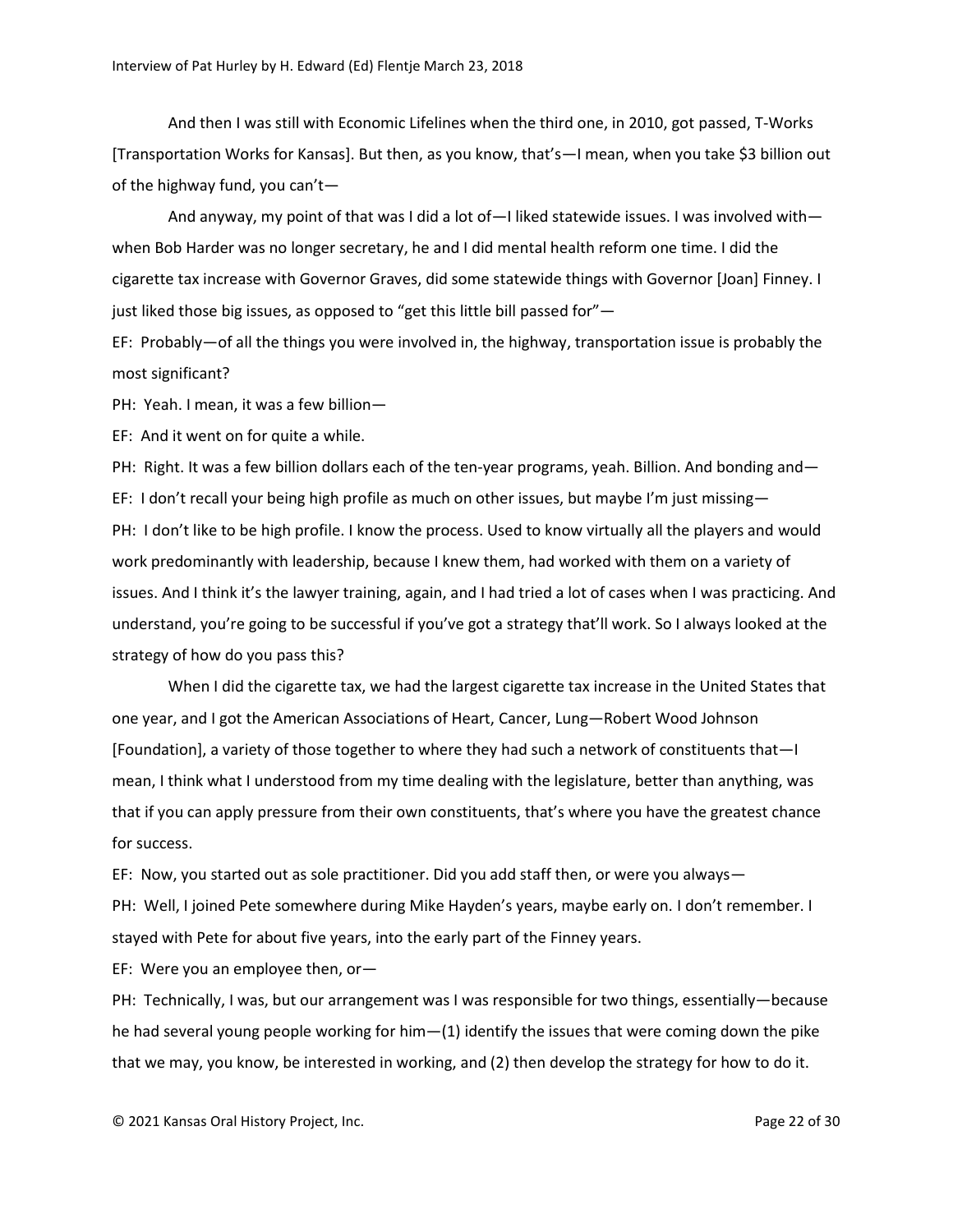And then I was still with Economic Lifelines when the third one, in 2010, got passed, T-Works [Transportation Works for Kansas]. But then, as you know, that's—I mean, when you take $3 billion out of the highway fund, you can't—

And anyway, my point of that was I did a lot of—I liked statewide issues. I was involved with—when Bob Harder was no longer secretary, he and I did mental health reform one time. I did the cigarette tax increase with Governor Graves, did some statewide things with Governor [Joan] Finney. I just liked those big issues, as opposed to "get this little bill passed for"—

EF: Probably—of all the things you were involved in, the highway, transportation issue is probably the most significant?

PH: Yeah. I mean, it was a few billion—

EF: And it went on for quite a while.

PH: Right. It was a few billion dollars each of the ten-year programs, yeah. Billion. And bonding and—

EF: I don't recall your being high profile as much on other issues, but maybe I'm just missing—

PH: I don't like to be high profile. I know the process. Used to know virtually all the players and would work predominantly with leadership, because I knew them, had worked with them on a variety of issues. And I think it's the lawyer training, again, and I had tried a lot of cases when I was practicing. And understand, you're going to be successful if you've got a strategy that'll work. So I always looked at the strategy of how do you pass this?

When I did the cigarette tax, we had the largest cigarette tax increase in the United States that one year, and I got the American Associations of Heart, Cancer, Lung—Robert Wood Johnson [Foundation], a variety of those together to where they had such a network of constituents that—I mean, I think what I understood from my time dealing with the legislature, better than anything, was that if you can apply pressure from their own constituents, that's where you have the greatest chance for success.

EF: Now, you started out as sole practitioner. Did you add staff then, or were you always—

PH: Well, I joined Pete somewhere during Mike Hayden's years, maybe early on. I don't remember. I stayed with Pete for about five years, into the early part of the Finney years.

EF: Were you an employee then, or—

PH: Technically, I was, but our arrangement was I was responsible for two things, essentially—because he had several young people working for him—(1) identify the issues that were coming down the pike that we may, you know, be interested in working, and (2) then develop the strategy for how to do it.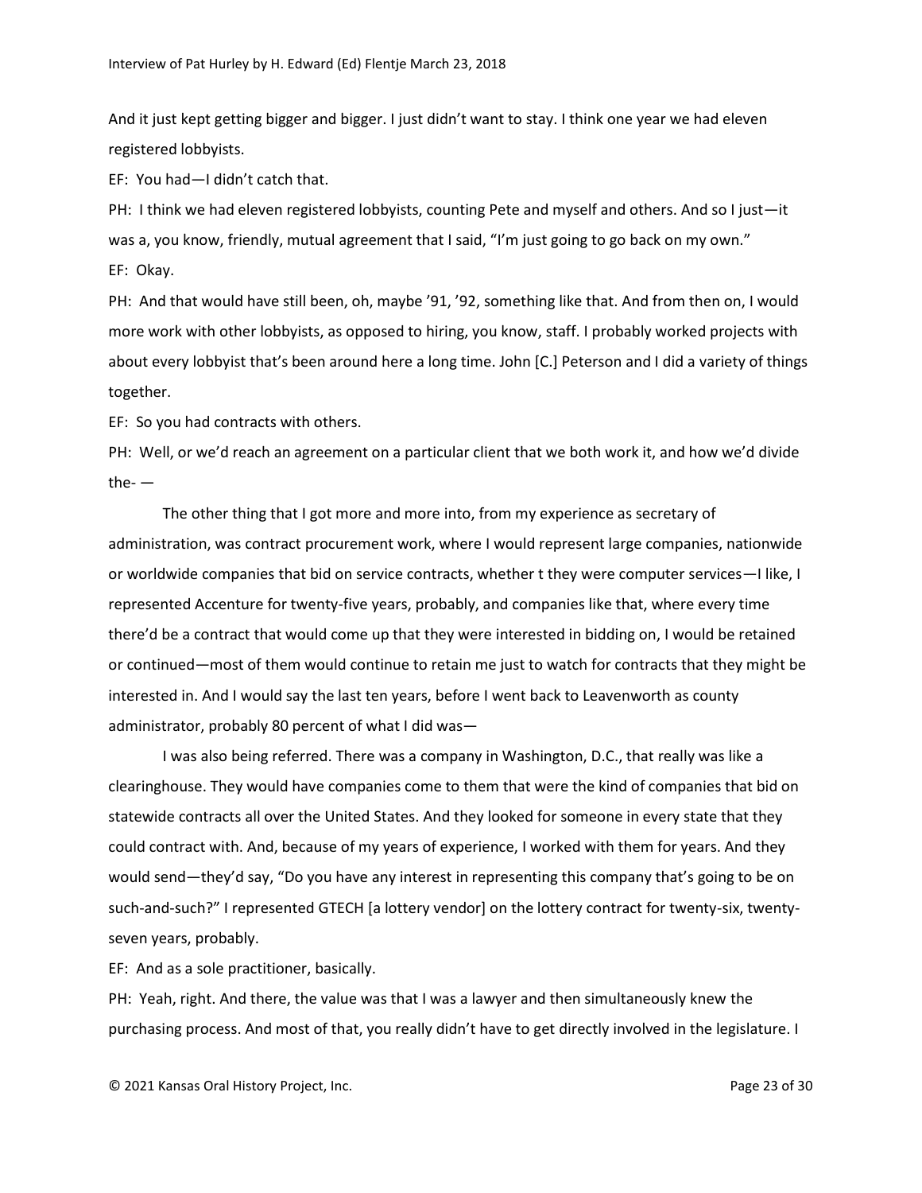And it just kept getting bigger and bigger. I just didn't want to stay. I think one year we had eleven registered lobbyists.

EF: You had—I didn't catch that.

PH: I think we had eleven registered lobbyists, counting Pete and myself and others. And so I just—it was a, you know, friendly, mutual agreement that I said, "I'm just going to go back on my own."

EF: Okay.

PH: And that would have still been, oh, maybe '91, '92, something like that. And from then on, I would more work with other lobbyists, as opposed to hiring, you know, staff. I probably worked projects with about every lobbyist that's been around here a long time. John [C.] Peterson and I did a variety of things together.

EF: So you had contracts with others.

PH: Well, or we'd reach an agreement on a particular client that we both work it, and how we'd divide the- —

The other thing that I got more and more into, from my experience as secretary of administration, was contract procurement work, where I would represent large companies, nationwide or worldwide companies that bid on service contracts, whether t they were computer services—I like, I represented Accenture for twenty-five years, probably, and companies like that, where every time there'd be a contract that would come up that they were interested in bidding on, I would be retained or continued—most of them would continue to retain me just to watch for contracts that they might be interested in. And I would say the last ten years, before I went back to Leavenworth as county administrator, probably 80 percent of what I did was—

I was also being referred. There was a company in Washington, D.C., that really was like a clearinghouse. They would have companies come to them that were the kind of companies that bid on statewide contracts all over the United States. And they looked for someone in every state that they could contract with. And, because of my years of experience, I worked with them for years. And they would send—they'd say, "Do you have any interest in representing this company that's going to be on such-and-such?" I represented GTECH [a lottery vendor] on the lottery contract for twenty-six, twenty-seven years, probably.

EF: And as a sole practitioner, basically.

PH: Yeah, right. And there, the value was that I was a lawyer and then simultaneously knew the purchasing process. And most of that, you really didn't have to get directly involved in the legislature. I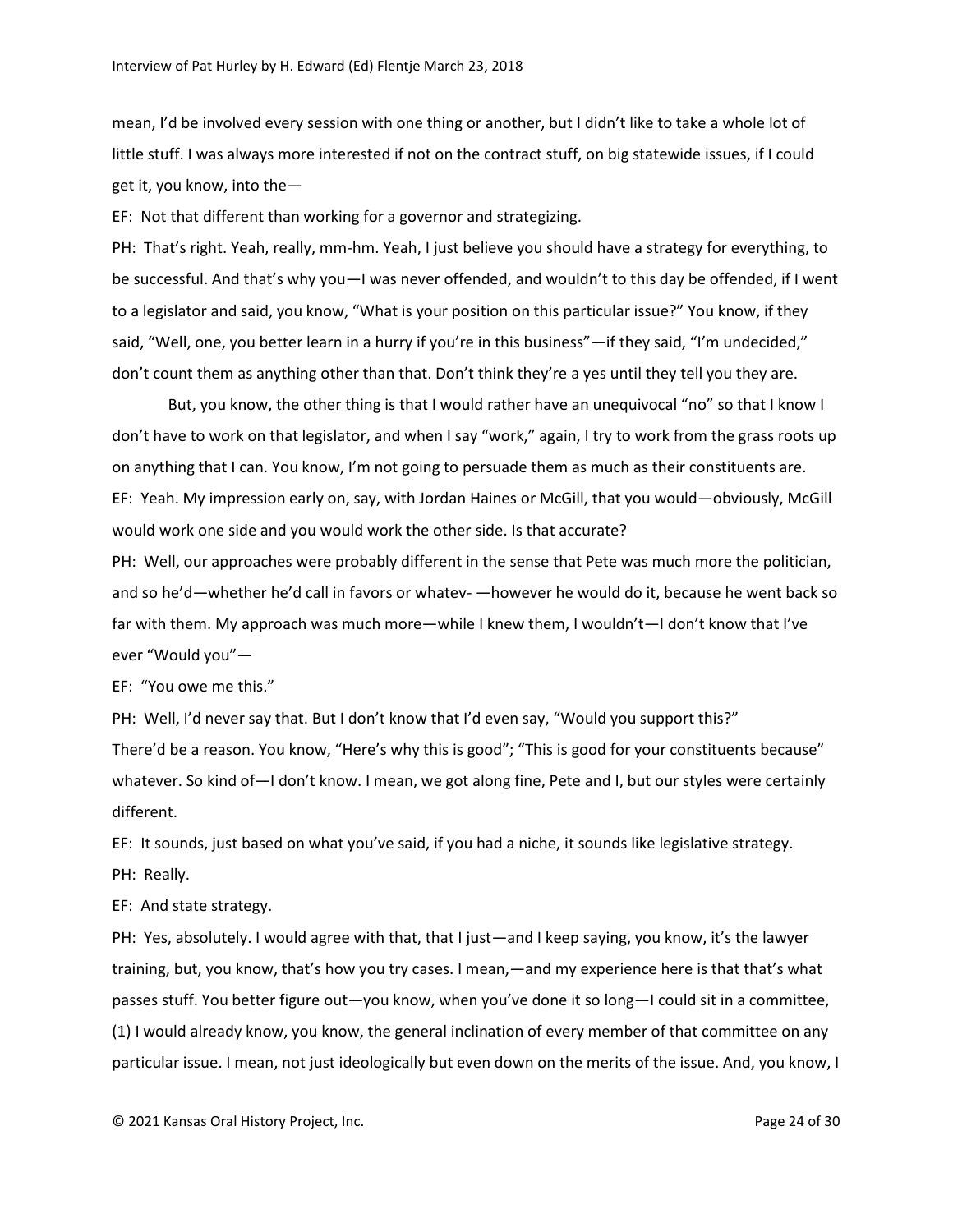mean, I'd be involved every session with one thing or another, but I didn't like to take a whole lot of little stuff. I was always more interested if not on the contract stuff, on big statewide issues, if I could get it, you know, into the—

EF: Not that different than working for a governor and strategizing.

PH: That's right. Yeah, really, mm-hm. Yeah, I just believe you should have a strategy for everything, to be successful. And that's why you—I was never offended, and wouldn't to this day be offended, if I went to a legislator and said, you know, "What is your position on this particular issue?" You know, if they said, "Well, one, you better learn in a hurry if you're in this business"—if they said, "I'm undecided," don't count them as anything other than that. Don't think they're a yes until they tell you they are.

But, you know, the other thing is that I would rather have an unequivocal "no" so that I know I don't have to work on that legislator, and when I say "work," again, I try to work from the grass roots up on anything that I can. You know, I'm not going to persuade them as much as their constituents are.

EF: Yeah. My impression early on, say, with Jordan Haines or McGill, that you would—obviously, McGill would work one side and you would work the other side. Is that accurate?

PH: Well, our approaches were probably different in the sense that Pete was much more the politician, and so he'd—whether he'd call in favors or whatev- —however he would do it, because he went back so far with them. My approach was much more—while I knew them, I wouldn't—I don't know that I've ever "Would you"—

EF: "You owe me this."

PH: Well, I'd never say that. But I don't know that I'd even say, "Would you support this?" There'd be a reason. You know, "Here's why this is good"; "This is good for your constituents because" whatever. So kind of—I don't know. I mean, we got along fine, Pete and I, but our styles were certainly different.

EF: It sounds, just based on what you've said, if you had a niche, it sounds like legislative strategy.

PH: Really.

EF: And state strategy.

PH: Yes, absolutely. I would agree with that, that I just—and I keep saying, you know, it's the lawyer training, but, you know, that's how you try cases. I mean,—and my experience here is that that's what passes stuff. You better figure out—you know, when you've done it so long—I could sit in a committee, (1) I would already know, you know, the general inclination of every member of that committee on any particular issue. I mean, not just ideologically but even down on the merits of the issue. And, you know, I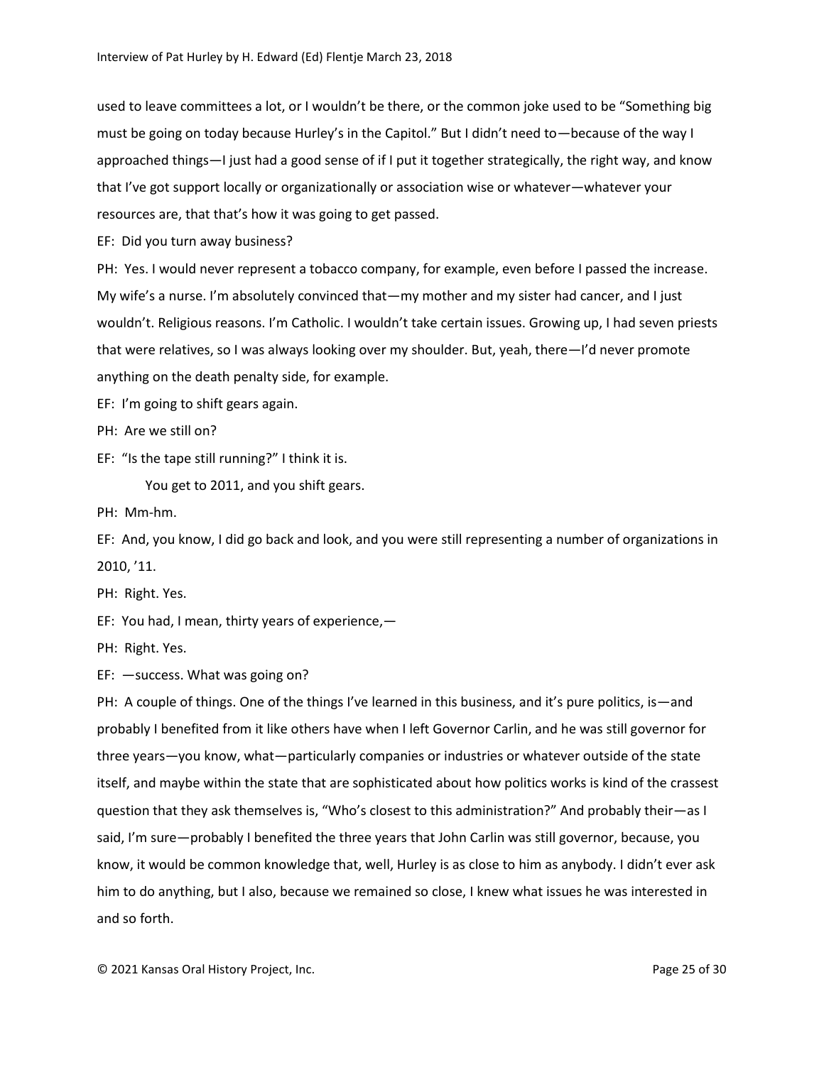used to leave committees a lot, or I wouldn't be there, or the common joke used to be "Something big must be going on today because Hurley's in the Capitol." But I didn't need to—because of the way I approached things—I just had a good sense of if I put it together strategically, the right way, and know that I've got support locally or organizationally or association wise or whatever—whatever your resources are, that that's how it was going to get passed.

EF: Did you turn away business?

PH: Yes. I would never represent a tobacco company, for example, even before I passed the increase. My wife's a nurse. I'm absolutely convinced that—my mother and my sister had cancer, and I just wouldn't. Religious reasons. I'm Catholic. I wouldn't take certain issues. Growing up, I had seven priests that were relatives, so I was always looking over my shoulder. But, yeah, there—I'd never promote anything on the death penalty side, for example.

EF: I'm going to shift gears again.

PH: Are we still on?

EF: "Is the tape still running?" I think it is.

You get to 2011, and you shift gears.

PH: Mm-hm.

EF: And, you know, I did go back and look, and you were still representing a number of organizations in 2010, '11.

PH: Right. Yes.

EF: You had, I mean, thirty years of experience,—

PH: Right. Yes.

EF: —success. What was going on?

PH: A couple of things. One of the things I've learned in this business, and it's pure politics, is—and probably I benefited from it like others have when I left Governor Carlin, and he was still governor for three years—you know, what—particularly companies or industries or whatever outside of the state itself, and maybe within the state that are sophisticated about how politics works is kind of the crassest question that they ask themselves is, "Who's closest to this administration?" And probably their—as I said, I'm sure—probably I benefited the three years that John Carlin was still governor, because, you know, it would be common knowledge that, well, Hurley is as close to him as anybody. I didn't ever ask him to do anything, but I also, because we remained so close, I knew what issues he was interested in and so forth.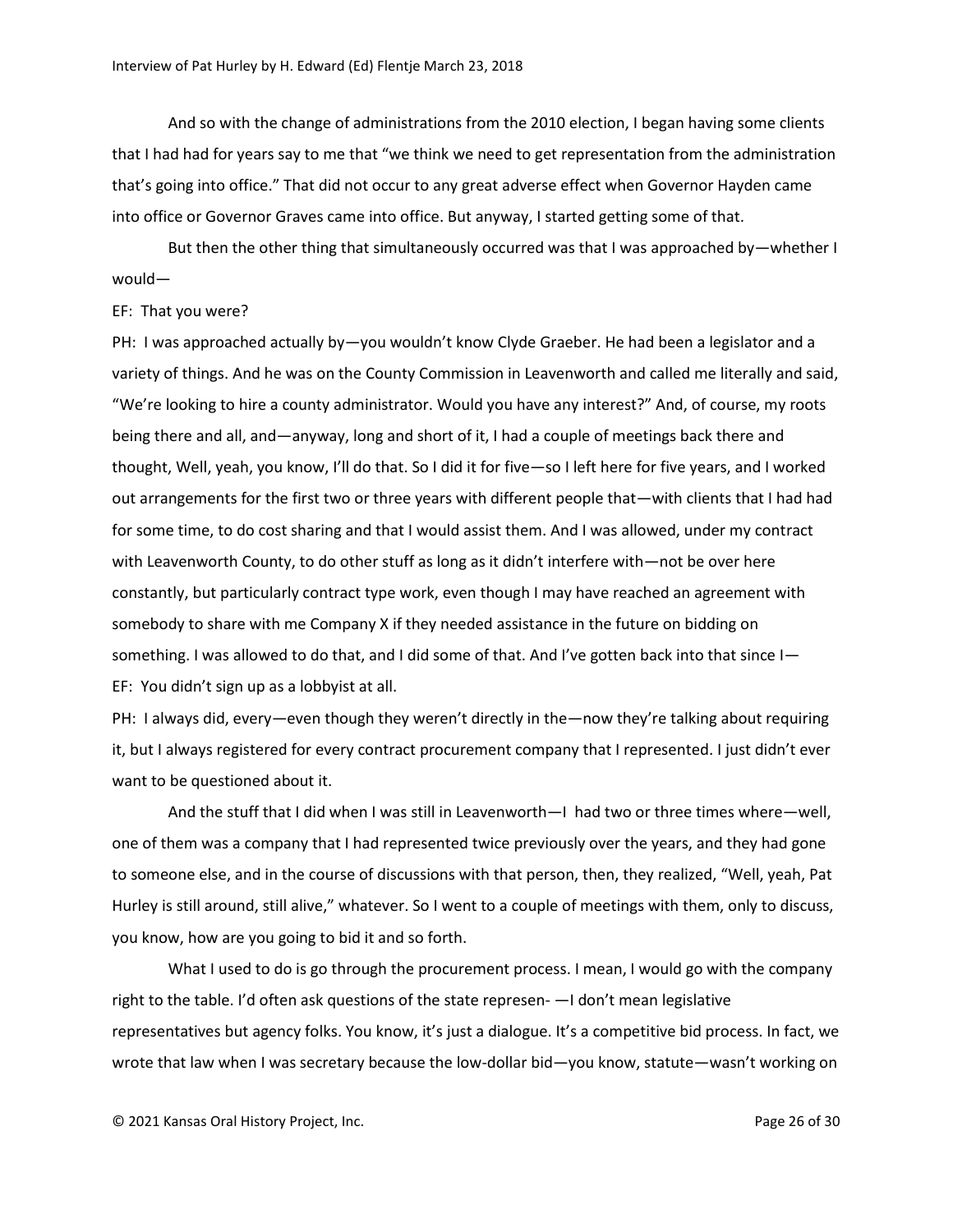And so with the change of administrations from the 2010 election, I began having some clients that I had had for years say to me that "we think we need to get representation from the administration that's going into office." That did not occur to any great adverse effect when Governor Hayden came into office or Governor Graves came into office. But anyway, I started getting some of that.

But then the other thing that simultaneously occurred was that I was approached by—whether I would—

EF: That you were?

PH: I was approached actually by—you wouldn't know Clyde Graeber. He had been a legislator and a variety of things. And he was on the County Commission in Leavenworth and called me literally and said, "We're looking to hire a county administrator. Would you have any interest?" And, of course, my roots being there and all, and—anyway, long and short of it, I had a couple of meetings back there and thought, Well, yeah, you know, I'll do that. So I did it for five—so I left here for five years, and I worked out arrangements for the first two or three years with different people that—with clients that I had had for some time, to do cost sharing and that I would assist them. And I was allowed, under my contract with Leavenworth County, to do other stuff as long as it didn't interfere with—not be over here constantly, but particularly contract type work, even though I may have reached an agreement with somebody to share with me Company X if they needed assistance in the future on bidding on something. I was allowed to do that, and I did some of that. And I've gotten back into that since I—

EF: You didn't sign up as a lobbyist at all.

PH: I always did, every—even though they weren't directly in the—now they're talking about requiring it, but I always registered for every contract procurement company that I represented. I just didn't ever want to be questioned about it.

And the stuff that I did when I was still in Leavenworth—I had two or three times where—well, one of them was a company that I had represented twice previously over the years, and they had gone to someone else, and in the course of discussions with that person, then, they realized, "Well, yeah, Pat Hurley is still around, still alive," whatever. So I went to a couple of meetings with them, only to discuss, you know, how are you going to bid it and so forth.

What I used to do is go through the procurement process. I mean, I would go with the company right to the table. I'd often ask questions of the state represen- —I don't mean legislative representatives but agency folks. You know, it's just a dialogue. It's a competitive bid process. In fact, we wrote that law when I was secretary because the low-dollar bid—you know, statute—wasn't working on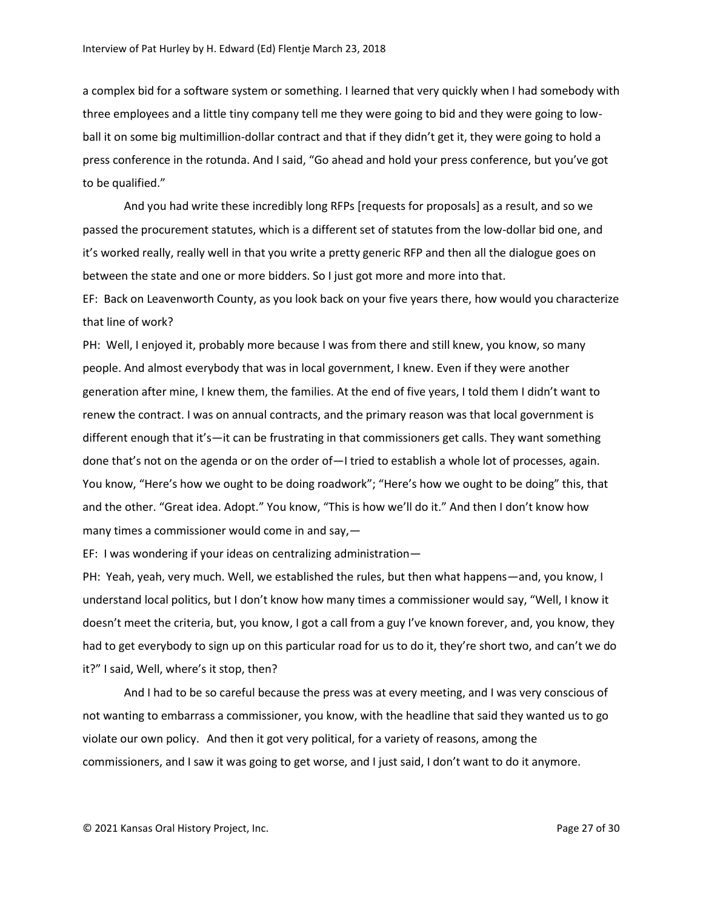a complex bid for a software system or something. I learned that very quickly when I had somebody with three employees and a little tiny company tell me they were going to bid and they were going to low-ball it on some big multimillion-dollar contract and that if they didn't get it, they were going to hold a press conference in the rotunda. And I said, "Go ahead and hold your press conference, but you've got to be qualified."

And you had write these incredibly long RFPs [requests for proposals] as a result, and so we passed the procurement statutes, which is a different set of statutes from the low-dollar bid one, and it's worked really, really well in that you write a pretty generic RFP and then all the dialogue goes on between the state and one or more bidders. So I just got more and more into that.

EF: Back on Leavenworth County, as you look back on your five years there, how would you characterize that line of work?

PH: Well, I enjoyed it, probably more because I was from there and still knew, you know, so many people. And almost everybody that was in local government, I knew. Even if they were another generation after mine, I knew them, the families. At the end of five years, I told them I didn't want to renew the contract. I was on annual contracts, and the primary reason was that local government is different enough that it's—it can be frustrating in that commissioners get calls. They want something done that's not on the agenda or on the order of—I tried to establish a whole lot of processes, again. You know, "Here's how we ought to be doing roadwork"; "Here's how we ought to be doing" this, that and the other. "Great idea. Adopt." You know, "This is how we'll do it." And then I don't know how many times a commissioner would come in and say,—

EF: I was wondering if your ideas on centralizing administration—

PH: Yeah, yeah, very much. Well, we established the rules, but then what happens—and, you know, I understand local politics, but I don't know how many times a commissioner would say, "Well, I know it doesn't meet the criteria, but, you know, I got a call from a guy I've known forever, and, you know, they had to get everybody to sign up on this particular road for us to do it, they're short two, and can't we do it?" I said, Well, where's it stop, then?

And I had to be so careful because the press was at every meeting, and I was very conscious of not wanting to embarrass a commissioner, you know, with the headline that said they wanted us to go violate our own policy. And then it got very political, for a variety of reasons, among the commissioners, and I saw it was going to get worse, and I just said, I don't want to do it anymore.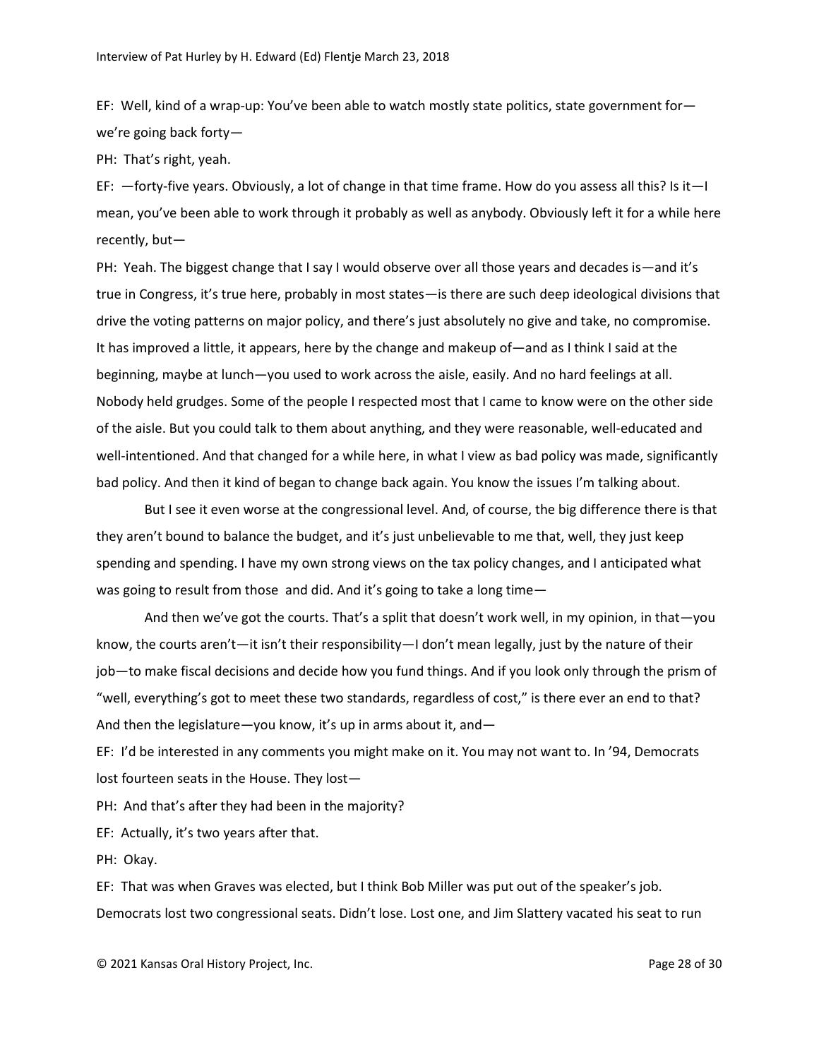EF: Well, kind of a wrap-up: You've been able to watch mostly state politics, state government for—we're going back forty—

PH: That's right, yeah.

EF: —forty-five years. Obviously, a lot of change in that time frame. How do you assess all this? Is it—I mean, you've been able to work through it probably as well as anybody. Obviously left it for a while here recently, but—

PH: Yeah. The biggest change that I say I would observe over all those years and decades is—and it's true in Congress, it's true here, probably in most states—is there are such deep ideological divisions that drive the voting patterns on major policy, and there's just absolutely no give and take, no compromise. It has improved a little, it appears, here by the change and makeup of—and as I think I said at the beginning, maybe at lunch—you used to work across the aisle, easily. And no hard feelings at all. Nobody held grudges. Some of the people I respected most that I came to know were on the other side of the aisle. But you could talk to them about anything, and they were reasonable, well-educated and well-intentioned. And that changed for a while here, in what I view as bad policy was made, significantly bad policy. And then it kind of began to change back again. You know the issues I'm talking about.

But I see it even worse at the congressional level. And, of course, the big difference there is that they aren't bound to balance the budget, and it's just unbelievable to me that, well, they just keep spending and spending. I have my own strong views on the tax policy changes, and I anticipated what was going to result from those and did. And it's going to take a long time—

And then we've got the courts. That's a split that doesn't work well, in my opinion, in that—you know, the courts aren't—it isn't their responsibility—I don't mean legally, just by the nature of their job—to make fiscal decisions and decide how you fund things. And if you look only through the prism of "well, everything's got to meet these two standards, regardless of cost," is there ever an end to that? And then the legislature—you know, it's up in arms about it, and—

EF: I'd be interested in any comments you might make on it. You may not want to. In '94, Democrats lost fourteen seats in the House. They lost—

PH: And that's after they had been in the majority?

EF: Actually, it's two years after that.

PH: Okay.

EF: That was when Graves was elected, but I think Bob Miller was put out of the speaker's job. Democrats lost two congressional seats. Didn't lose. Lost one, and Jim Slattery vacated his seat to run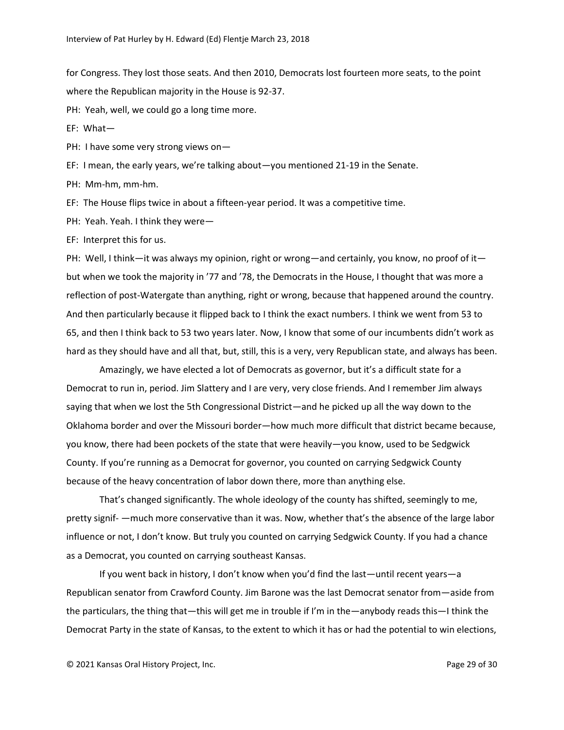for Congress. They lost those seats. And then 2010, Democrats lost fourteen more seats, to the point where the Republican majority in the House is 92-37.

PH: Yeah, well, we could go a long time more.

EF: What—

PH: I have some very strong views on—

EF: I mean, the early years, we're talking about—you mentioned 21-19 in the Senate.

PH: Mm-hm, mm-hm.

EF: The House flips twice in about a fifteen-year period. It was a competitive time.

PH: Yeah. Yeah. I think they were—

EF: Interpret this for us.

PH: Well, I think—it was always my opinion, right or wrong—and certainly, you know, no proof of it—but when we took the majority in '77 and '78, the Democrats in the House, I thought that was more a reflection of post-Watergate than anything, right or wrong, because that happened around the country. And then particularly because it flipped back to I think the exact numbers. I think we went from 53 to 65, and then I think back to 53 two years later. Now, I know that some of our incumbents didn't work as hard as they should have and all that, but, still, this is a very, very Republican state, and always has been.

Amazingly, we have elected a lot of Democrats as governor, but it's a difficult state for a Democrat to run in, period. Jim Slattery and I are very, very close friends. And I remember Jim always saying that when we lost the 5th Congressional District—and he picked up all the way down to the Oklahoma border and over the Missouri border—how much more difficult that district became because, you know, there had been pockets of the state that were heavily—you know, used to be Sedgwick County. If you're running as a Democrat for governor, you counted on carrying Sedgwick County because of the heavy concentration of labor down there, more than anything else.

That's changed significantly. The whole ideology of the county has shifted, seemingly to me, pretty signif- —much more conservative than it was. Now, whether that's the absence of the large labor influence or not, I don't know. But truly you counted on carrying Sedgwick County. If you had a chance as a Democrat, you counted on carrying southeast Kansas.

If you went back in history, I don't know when you'd find the last—until recent years—a Republican senator from Crawford County. Jim Barone was the last Democrat senator from—aside from the particulars, the thing that—this will get me in trouble if I'm in the—anybody reads this—I think the Democrat Party in the state of Kansas, to the extent to which it has or had the potential to win elections,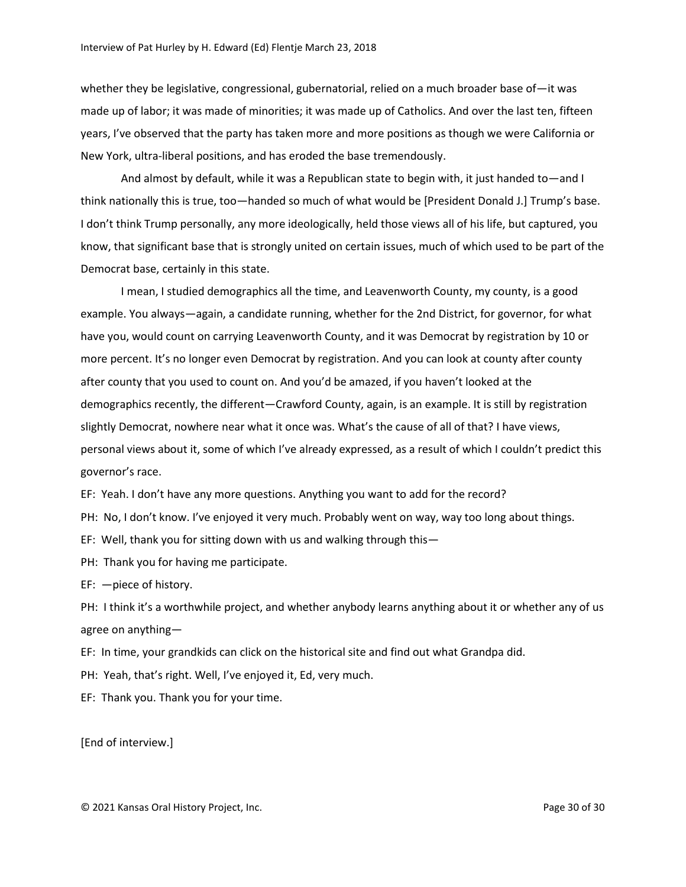whether they be legislative, congressional, gubernatorial, relied on a much broader base of—it was made up of labor; it was made of minorities; it was made up of Catholics. And over the last ten, fifteen years, I've observed that the party has taken more and more positions as though we were California or New York, ultra-liberal positions, and has eroded the base tremendously.

And almost by default, while it was a Republican state to begin with, it just handed to—and I think nationally this is true, too—handed so much of what would be [President Donald J.] Trump's base. I don't think Trump personally, any more ideologically, held those views all of his life, but captured, you know, that significant base that is strongly united on certain issues, much of which used to be part of the Democrat base, certainly in this state.

I mean, I studied demographics all the time, and Leavenworth County, my county, is a good example. You always—again, a candidate running, whether for the 2nd District, for governor, for what have you, would count on carrying Leavenworth County, and it was Democrat by registration by 10 or more percent. It's no longer even Democrat by registration. And you can look at county after county after county that you used to count on. And you'd be amazed, if you haven't looked at the demographics recently, the different—Crawford County, again, is an example. It is still by registration slightly Democrat, nowhere near what it once was. What's the cause of all of that? I have views, personal views about it, some of which I've already expressed, as a result of which I couldn't predict this governor's race.

EF: Yeah. I don't have any more questions. Anything you want to add for the record?

PH: No, I don't know. I've enjoyed it very much. Probably went on way, way too long about things.

EF: Well, thank you for sitting down with us and walking through this—

PH: Thank you for having me participate.

EF: —piece of history.

PH: I think it's a worthwhile project, and whether anybody learns anything about it or whether any of us agree on anything—

EF: In time, your grandkids can click on the historical site and find out what Grandpa did.

PH: Yeah, that's right. Well, I've enjoyed it, Ed, very much.

EF: Thank you. Thank you for your time.

[End of interview.]

© 2021 Kansas Oral History Project, Inc.